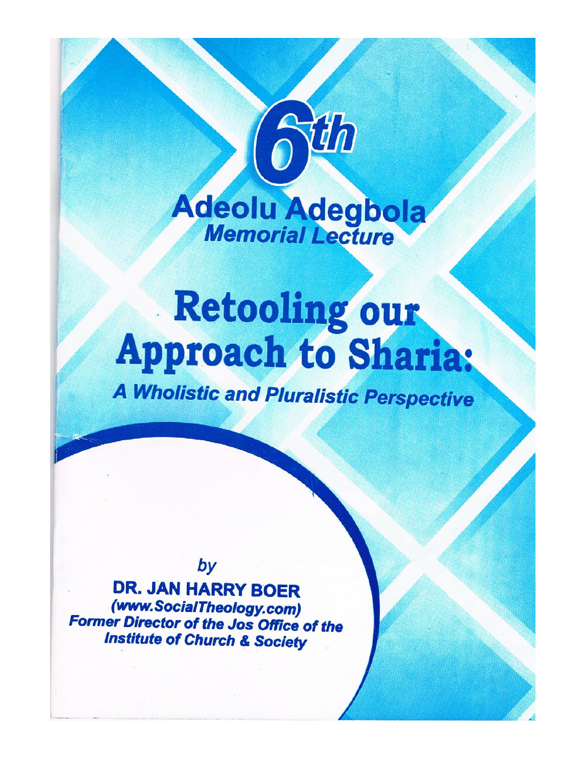# 6th Adeolu Adegbola Memorial Lecture

# Retooling our Approach to Sharia:

## *A Wholistic and Pluralistic Perspective*

*by*

**DR. JAN HARRY BOER**

***(www.SocialTheology.com)***

***Former Director of the Jos Office of the Institute of Church & Society***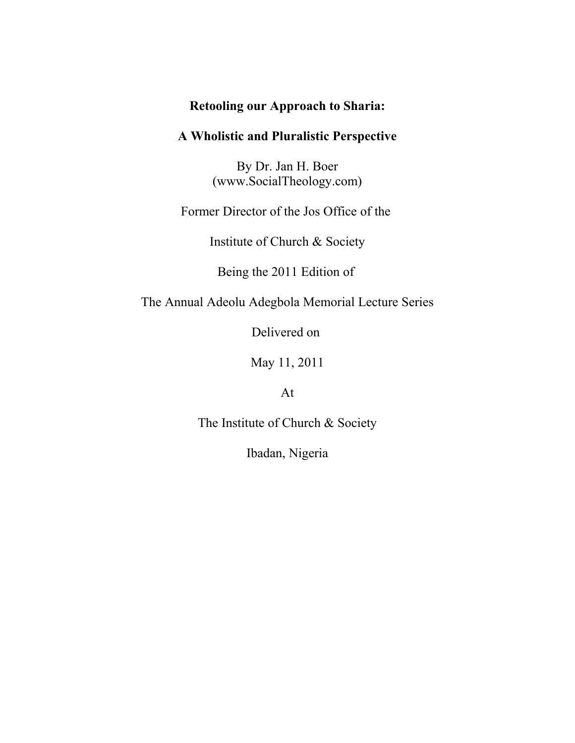**Retooling our Approach to Sharia:**

**A Wholistic and Pluralistic Perspective**

By Dr. Jan H. Boer
(www.SocialTheology.com)

Former Director of the Jos Office of the

Institute of Church & Society

Being the 2011 Edition of

The Annual Adeolu Adegbola Memorial Lecture Series

Delivered on

May 11, 2011

At

The Institute of Church & Society

Ibadan, Nigeria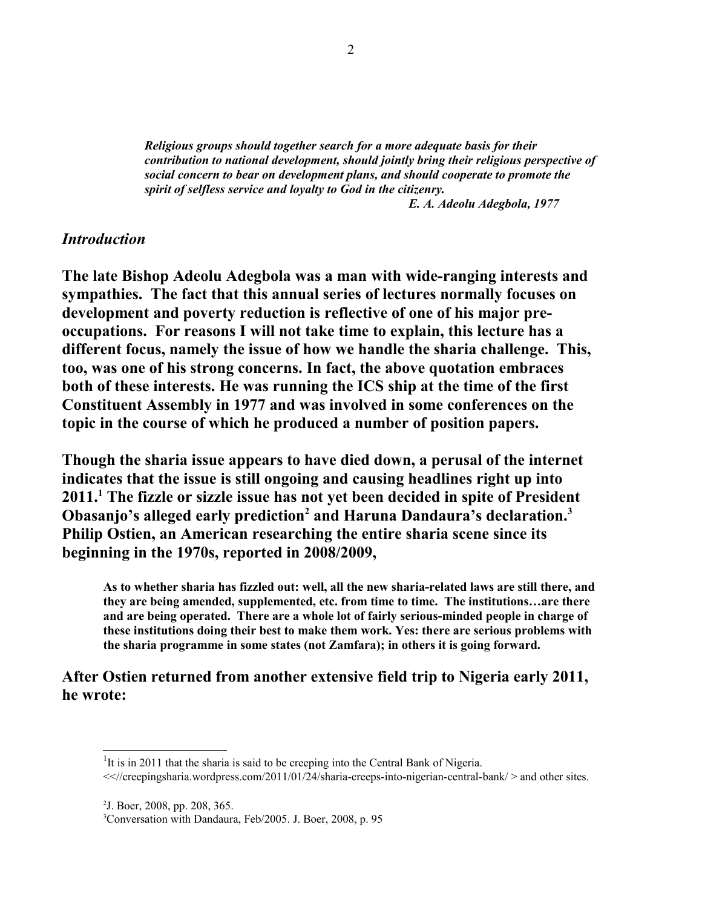> ***Religious groups should together search for a more adequate basis for their contribution to national development, should jointly bring their religious perspective of social concern to bear on development plans, and should cooperate to promote the spirit of selfless service and loyalty to God in the citizenry.***
>
> ***E. A. Adeolu Adegbola, 1977***

## *Introduction*

**The late Bishop Adeolu Adegbola was a man with wide-ranging interests and sympathies. The fact that this annual series of lectures normally focuses on development and poverty reduction is reflective of one of his major pre-occupations. For reasons I will not take time to explain, this lecture has a different focus, namely the issue of how we handle the sharia challenge. This, too, was one of his strong concerns. In fact, the above quotation embraces both of these interests. He was running the ICS ship at the time of the first Constituent Assembly in 1977 and was involved in some conferences on the topic in the course of which he produced a number of position papers.**

**Though the sharia issue appears to have died down, a perusal of the internet indicates that the issue is still ongoing and causing headlines right up into 2011.[1] The fizzle or sizzle issue has not yet been decided in spite of President Obasanjo's alleged early prediction[2] and Haruna Dandaura's declaration.[3] Philip Ostien, an American researching the entire sharia scene since its beginning in the 1970s, reported in 2008/2009,**

> **As to whether sharia has fizzled out: well, all the new sharia-related laws are still there, and they are being amended, supplemented, etc. from time to time. The institutions…are there and are being operated. There are a whole lot of fairly serious-minded people in charge of these institutions doing their best to make them work. Yes: there are serious problems with the sharia programme in some states (not Zamfara); in others it is going forward.**

**After Ostien returned from another extensive field trip to Nigeria early 2011, he wrote:**

---

[1] It is in 2011 that the sharia is said to be creeping into the Central Bank of Nigeria. <<//creepingsharia.wordpress.com/2011/01/24/sharia-creeps-into-nigerian-central-bank/ > and other sites.

[2] J. Boer, 2008, pp. 208, 365.

[3] Conversation with Dandaura, Feb/2005. J. Boer, 2008, p. 95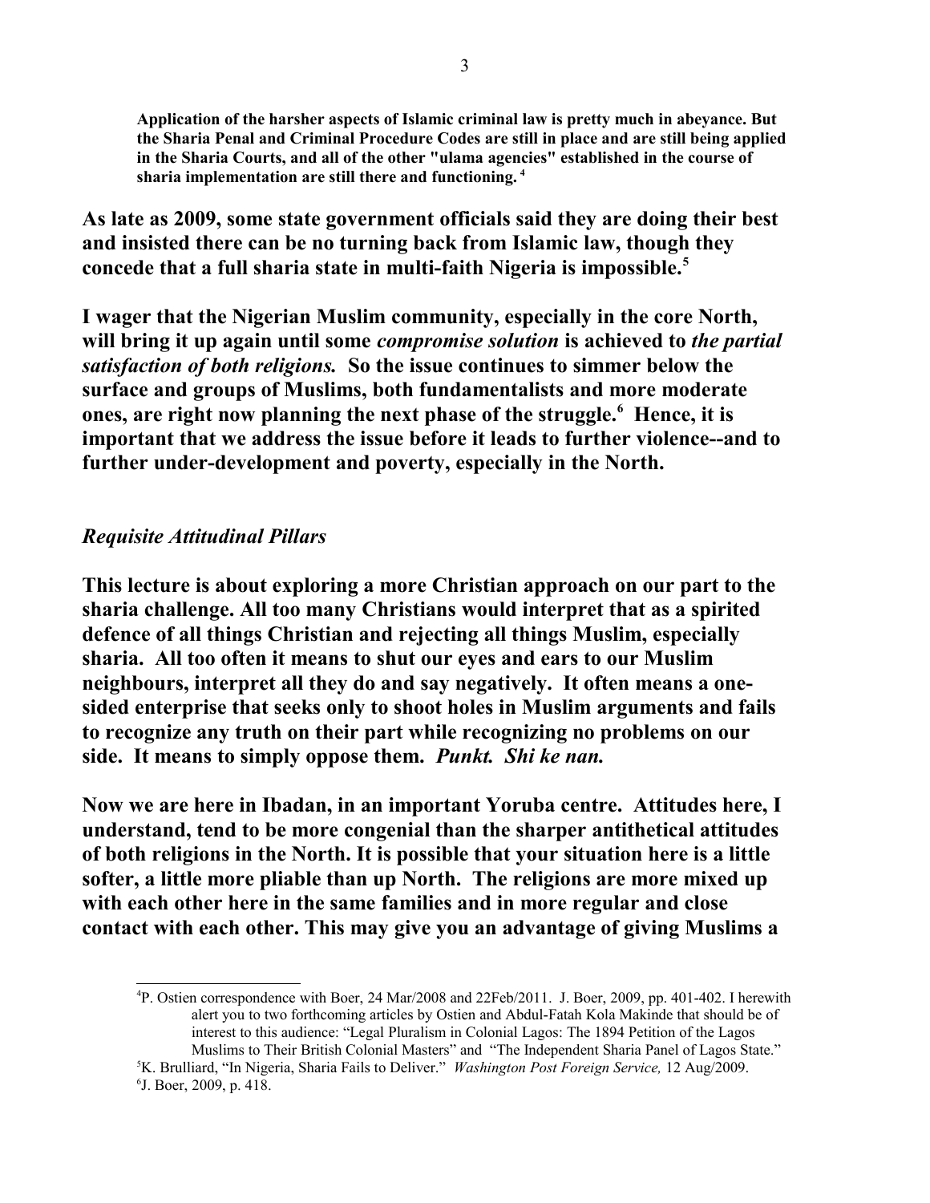> **Application of the harsher aspects of Islamic criminal law is pretty much in abeyance. But the Sharia Penal and Criminal Procedure Codes are still in place and are still being applied in the Sharia Courts, and all of the other "ulama agencies" established in the course of sharia implementation are still there and functioning.** [4]

**As late as 2009, some state government officials said they are doing their best and insisted there can be no turning back from Islamic law, though they concede that a full sharia state in multi-faith Nigeria is impossible.**[5]

**I wager that the Nigerian Muslim community, especially in the core North, will bring it up again until some *compromise solution* is achieved to *the partial satisfaction of both religions.* So the issue continues to simmer below the surface and groups of Muslims, both fundamentalists and more moderate ones, are right now planning the next phase of the struggle.**[6] **Hence, it is important that we address the issue before it leads to further violence--and to further under-development and poverty, especially in the North.**

### *Requisite Attitudinal Pillars*

**This lecture is about exploring a more Christian approach on our part to the sharia challenge. All too many Christians would interpret that as a spirited defence of all things Christian and rejecting all things Muslim, especially sharia. All too often it means to shut our eyes and ears to our Muslim neighbours, interpret all they do and say negatively. It often means a one-sided enterprise that seeks only to shoot holes in Muslim arguments and fails to recognize any truth on their part while recognizing no problems on our side. It means to simply oppose them. *Punkt. Shi ke nan.***

**Now we are here in Ibadan, in an important Yoruba centre. Attitudes here, I understand, tend to be more congenial than the sharper antithetical attitudes of both religions in the North. It is possible that your situation here is a little softer, a little more pliable than up North. The religions are more mixed up with each other here in the same families and in more regular and close contact with each other. This may give you an advantage of giving Muslims a**

---

[4] P. Ostien correspondence with Boer, 24 Mar/2008 and 22Feb/2011. J. Boer, 2009, pp. 401-402. I herewith alert you to two forthcoming articles by Ostien and Abdul-Fatah Kola Makinde that should be of interest to this audience: "Legal Pluralism in Colonial Lagos: The 1894 Petition of the Lagos Muslims to Their British Colonial Masters" and "The Independent Sharia Panel of Lagos State."

[5] K. Brulliard, "In Nigeria, Sharia Fails to Deliver." *Washington Post Foreign Service,* 12 Aug/2009.

[6] J. Boer, 2009, p. 418.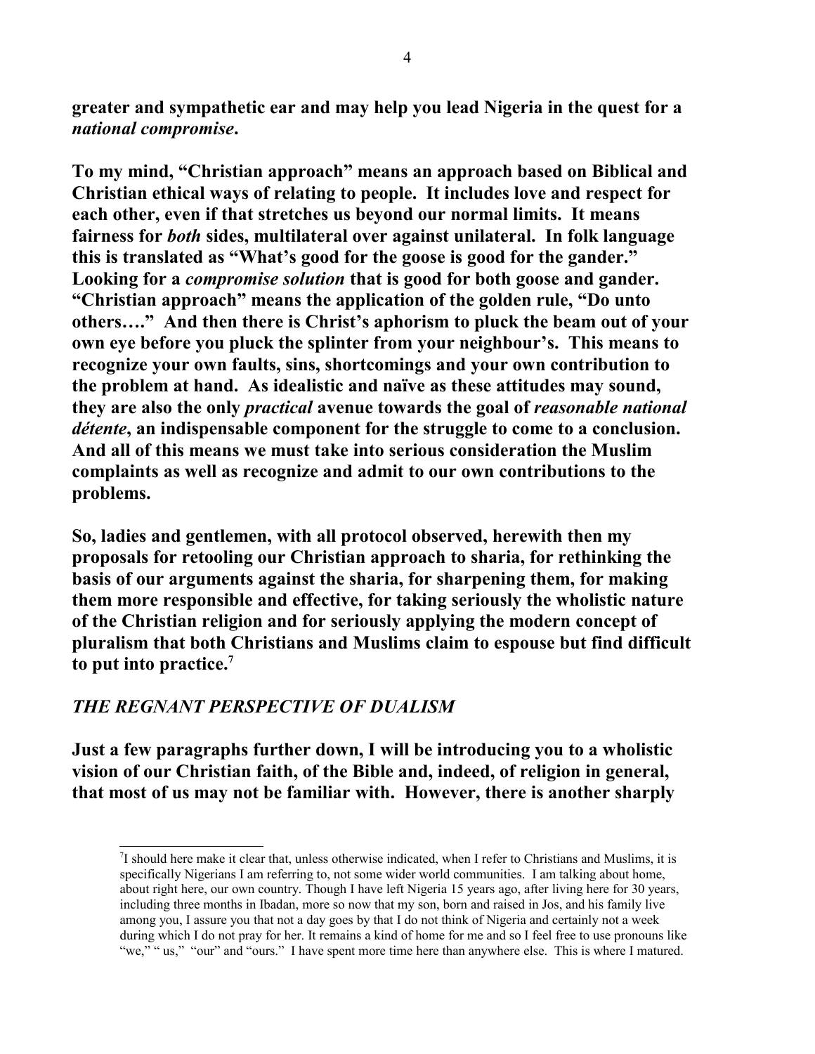**greater and sympathetic ear and may help you lead Nigeria in the quest for a *national compromise*.**

**To my mind, "Christian approach" means an approach based on Biblical and Christian ethical ways of relating to people. It includes love and respect for each other, even if that stretches us beyond our normal limits. It means fairness for *both* sides, multilateral over against unilateral. In folk language this is translated as "What's good for the goose is good for the gander." Looking for a *compromise solution* that is good for both goose and gander. "Christian approach" means the application of the golden rule, "Do unto others…." And then there is Christ's aphorism to pluck the beam out of your own eye before you pluck the splinter from your neighbour's. This means to recognize your own faults, sins, shortcomings and your own contribution to the problem at hand. As idealistic and naïve as these attitudes may sound, they are also the only *practical* avenue towards the goal of *reasonable national détente*, an indispensable component for the struggle to come to a conclusion. And all of this means we must take into serious consideration the Muslim complaints as well as recognize and admit to our own contributions to the problems.**

**So, ladies and gentlemen, with all protocol observed, herewith then my proposals for retooling our Christian approach to sharia, for rethinking the basis of our arguments against the sharia, for sharpening them, for making them more responsible and effective, for taking seriously the wholistic nature of the Christian religion and for seriously applying the modern concept of pluralism that both Christians and Muslims claim to espouse but find difficult to put into practice.[7]**

## *THE REGNANT PERSPECTIVE OF DUALISM*

**Just a few paragraphs further down, I will be introducing you to a wholistic vision of our Christian faith, of the Bible and, indeed, of religion in general, that most of us may not be familiar with. However, there is another sharply**

---

[7] I should here make it clear that, unless otherwise indicated, when I refer to Christians and Muslims, it is specifically Nigerians I am referring to, not some wider world communities. I am talking about home, about right here, our own country. Though I have left Nigeria 15 years ago, after living here for 30 years, including three months in Ibadan, more so now that my son, born and raised in Jos, and his family live among you, I assure you that not a day goes by that I do not think of Nigeria and certainly not a week during which I do not pray for her. It remains a kind of home for me and so I feel free to use pronouns like "we," " us," "our" and "ours." I have spent more time here than anywhere else. This is where I matured.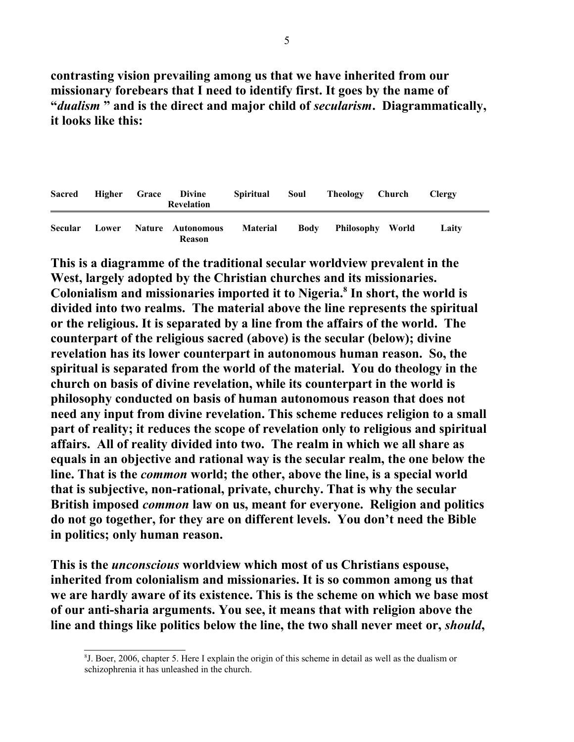**contrasting vision prevailing among us that we have inherited from our missionary forebears that I need to identify first. It goes by the name of "*dualism* " and is the direct and major child of *secularism*. Diagrammatically, it looks like this:**

| **Sacred** | **Higher** | **Grace** | **Divine Revelation** | **Spiritual** | **Soul** | **Theology** | **Church** | **Clergy** |
|---|---|---|---|---|---|---|---|---|
| **Secular** | **Lower** | **Nature** | **Autonomous Reason** | **Material** | **Body** | **Philosophy** | **World** | **Laity** |

**This is a diagramme of the traditional secular worldview prevalent in the West, largely adopted by the Christian churches and its missionaries. Colonialism and missionaries imported it to Nigeria.[8] In short, the world is divided into two realms. The material above the line represents the spiritual or the religious. It is separated by a line from the affairs of the world. The counterpart of the religious sacred (above) is the secular (below); divine revelation has its lower counterpart in autonomous human reason. So, the spiritual is separated from the world of the material. You do theology in the church on basis of divine revelation, while its counterpart in the world is philosophy conducted on basis of human autonomous reason that does not need any input from divine revelation. This scheme reduces religion to a small part of reality; it reduces the scope of revelation only to religious and spiritual affairs. All of reality divided into two. The realm in which we all share as equals in an objective and rational way is the secular realm, the one below the line. That is the *common* world; the other, above the line, is a special world that is subjective, non-rational, private, churchy. That is why the secular British imposed *common* law on us, meant for everyone. Religion and politics do not go together, for they are on different levels. You don't need the Bible in politics; only human reason.**

**This is the *unconscious* worldview which most of us Christians espouse, inherited from colonialism and missionaries. It is so common among us that we are hardly aware of its existence. This is the scheme on which we base most of our anti-sharia arguments. You see, it means that with religion above the line and things like politics below the line, the two shall never meet or, *should*,**

[8] J. Boer, 2006, chapter 5. Here I explain the origin of this scheme in detail as well as the dualism or schizophrenia it has unleashed in the church.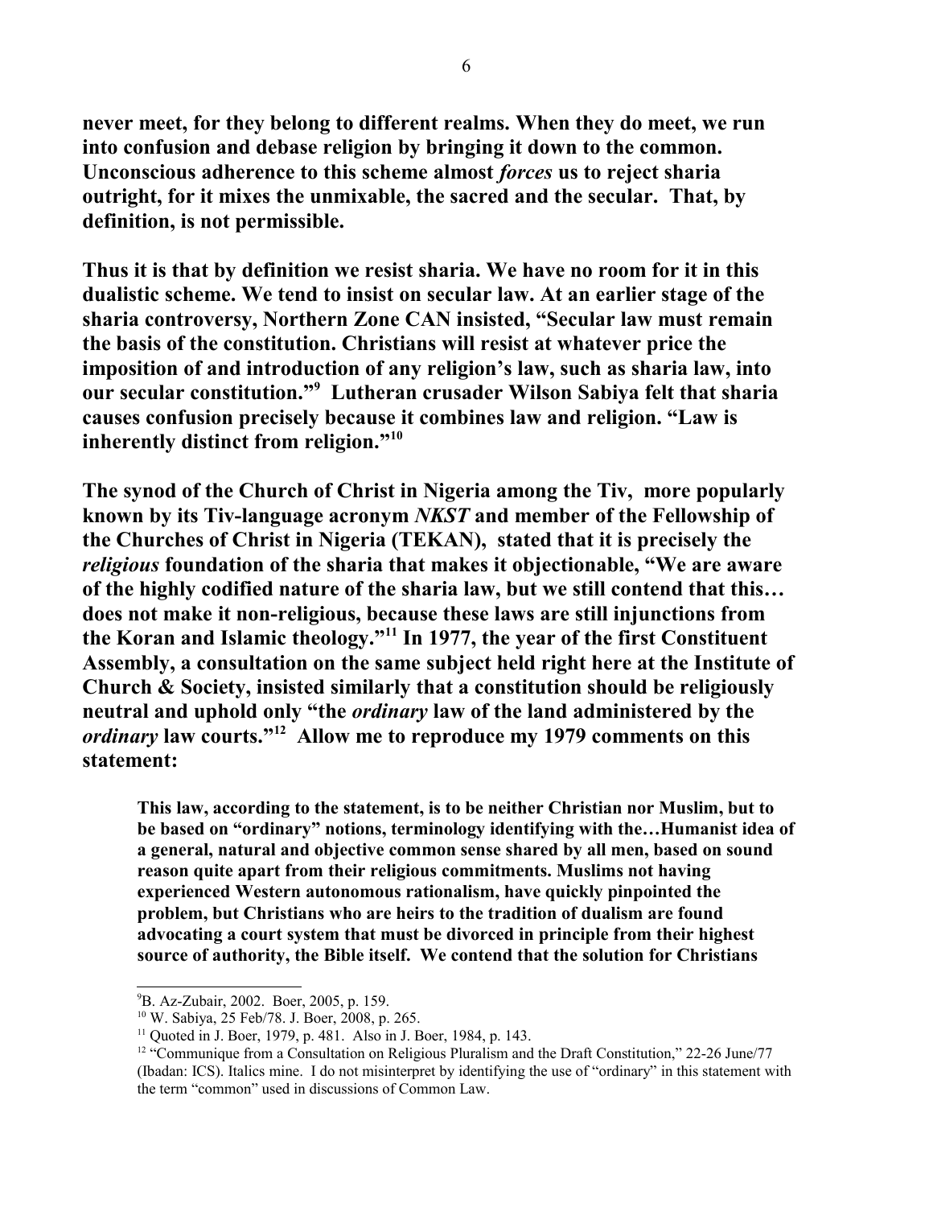**never meet, for they belong to different realms. When they do meet, we run into confusion and debase religion by bringing it down to the common. Unconscious adherence to this scheme almost *forces* us to reject sharia outright, for it mixes the unmixable, the sacred and the secular. That, by definition, is not permissible.**

**Thus it is that by definition we resist sharia. We have no room for it in this dualistic scheme. We tend to insist on secular law. At an earlier stage of the sharia controversy, Northern Zone CAN insisted, "Secular law must remain the basis of the constitution. Christians will resist at whatever price the imposition of and introduction of any religion's law, such as sharia law, into our secular constitution."[9] Lutheran crusader Wilson Sabiya felt that sharia causes confusion precisely because it combines law and religion. "Law is inherently distinct from religion."[10]**

**The synod of the Church of Christ in Nigeria among the Tiv, more popularly known by its Tiv-language acronym *NKST* and member of the Fellowship of the Churches of Christ in Nigeria (TEKAN), stated that it is precisely the *religious* foundation of the sharia that makes it objectionable, "We are aware of the highly codified nature of the sharia law, but we still contend that this… does not make it non-religious, because these laws are still injunctions from the Koran and Islamic theology."[11] In 1977, the year of the first Constituent Assembly, a consultation on the same subject held right here at the Institute of Church & Society, insisted similarly that a constitution should be religiously neutral and uphold only "the *ordinary* law of the land administered by the *ordinary* law courts."[12] Allow me to reproduce my 1979 comments on this statement:**

> **This law, according to the statement, is to be neither Christian nor Muslim, but to be based on "ordinary" notions, terminology identifying with the…Humanist idea of a general, natural and objective common sense shared by all men, based on sound reason quite apart from their religious commitments. Muslims not having experienced Western autonomous rationalism, have quickly pinpointed the problem, but Christians who are heirs to the tradition of dualism are found advocating a court system that must be divorced in principle from their highest source of authority, the Bible itself. We contend that the solution for Christians**

---

[9] B. Az-Zubair, 2002. Boer, 2005, p. 159.

[10] W. Sabiya, 25 Feb/78. J. Boer, 2008, p. 265.

[11] Quoted in J. Boer, 1979, p. 481. Also in J. Boer, 1984, p. 143.

[12] "Communique from a Consultation on Religious Pluralism and the Draft Constitution," 22-26 June/77 (Ibadan: ICS). Italics mine. I do not misinterpret by identifying the use of "ordinary" in this statement with the term "common" used in discussions of Common Law.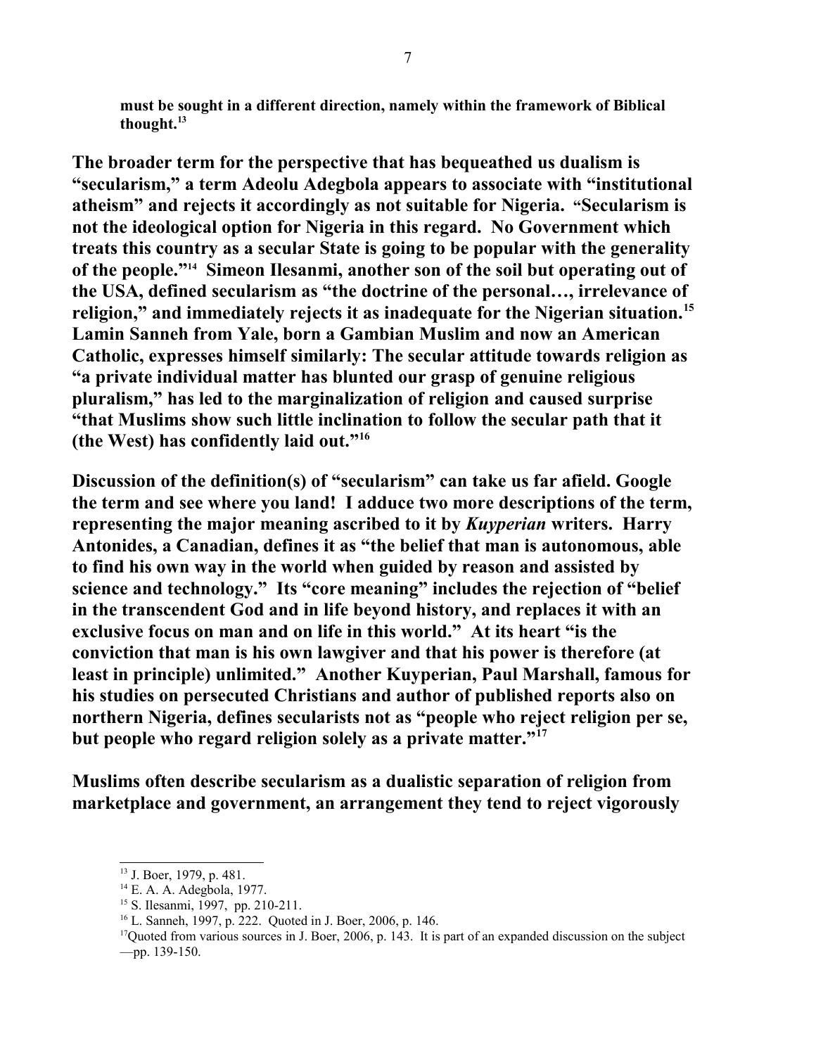**must be sought in a different direction, namely within the framework of Biblical thought.**[13]

**The broader term for the perspective that has bequeathed us dualism is "secularism," a term Adeolu Adegbola appears to associate with "institutional atheism" and rejects it accordingly as not suitable for Nigeria. "Secularism is not the ideological option for Nigeria in this regard. No Government which treats this country as a secular State is going to be popular with the generality of the people."**[14] **Simeon Ilesanmi, another son of the soil but operating out of the USA, defined secularism as "the doctrine of the personal…, irrelevance of religion," and immediately rejects it as inadequate for the Nigerian situation.**[15] **Lamin Sanneh from Yale, born a Gambian Muslim and now an American Catholic, expresses himself similarly: The secular attitude towards religion as "a private individual matter has blunted our grasp of genuine religious pluralism," has led to the marginalization of religion and caused surprise "that Muslims show such little inclination to follow the secular path that it (the West) has confidently laid out."**[16]

**Discussion of the definition(s) of "secularism" can take us far afield. Google the term and see where you land! I adduce two more descriptions of the term, representing the major meaning ascribed to it by *Kuyperian* writers. Harry Antonides, a Canadian, defines it as "the belief that man is autonomous, able to find his own way in the world when guided by reason and assisted by science and technology." Its "core meaning" includes the rejection of "belief in the transcendent God and in life beyond history, and replaces it with an exclusive focus on man and on life in this world." At its heart "is the conviction that man is his own lawgiver and that his power is therefore (at least in principle) unlimited." Another Kuyperian, Paul Marshall, famous for his studies on persecuted Christians and author of published reports also on northern Nigeria, defines secularists not as "people who reject religion per se, but people who regard religion solely as a private matter."**[17]

**Muslims often describe secularism as a dualistic separation of religion from marketplace and government, an arrangement they tend to reject vigorously**

---

[13] J. Boer, 1979, p. 481.

[14] E. A. A. Adegbola, 1977.

[15] S. Ilesanmi, 1997, pp. 210-211.

[16] L. Sanneh, 1997, p. 222. Quoted in J. Boer, 2006, p. 146.

[17] Quoted from various sources in J. Boer, 2006, p. 143. It is part of an expanded discussion on the subject —pp. 139-150.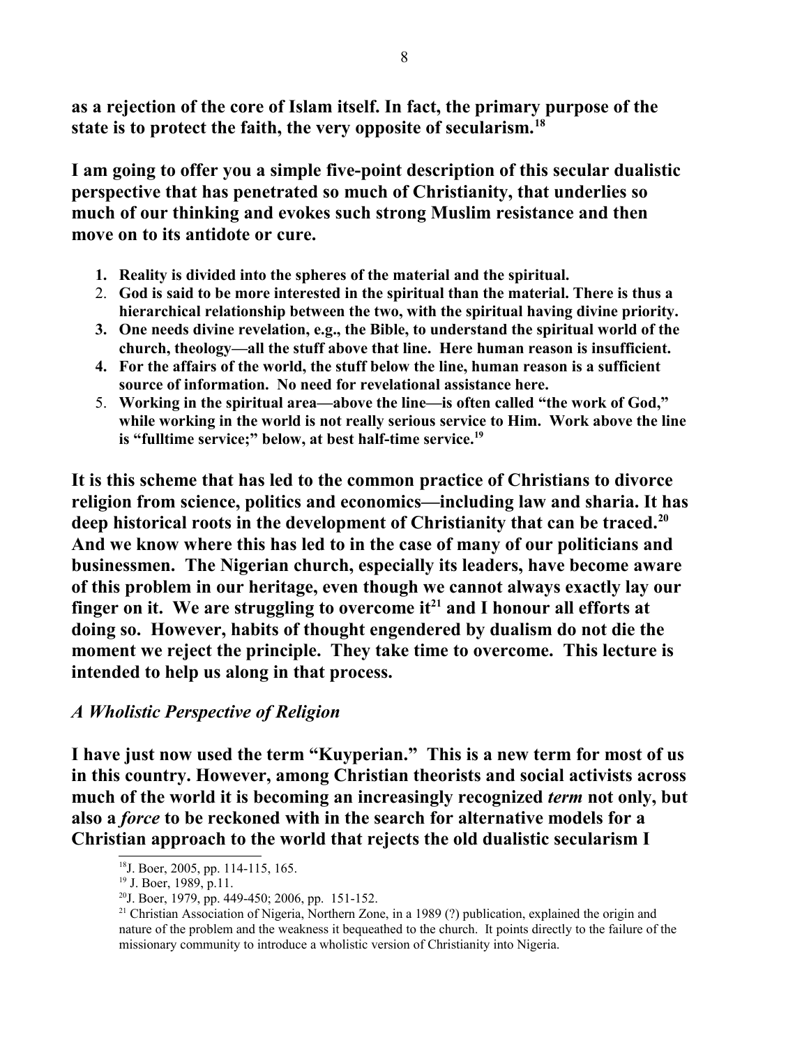**as a rejection of the core of Islam itself. In fact, the primary purpose of the state is to protect the faith, the very opposite of secularism.**[18]

**I am going to offer you a simple five-point description of this secular dualistic perspective that has penetrated so much of Christianity, that underlies so much of our thinking and evokes such strong Muslim resistance and then move on to its antidote or cure.**

1. **Reality is divided into the spheres of the material and the spiritual.**
2. **God is said to be more interested in the spiritual than the material. There is thus a hierarchical relationship between the two, with the spiritual having divine priority.**
3. **One needs divine revelation, e.g., the Bible, to understand the spiritual world of the church, theology—all the stuff above that line. Here human reason is insufficient.**
4. **For the affairs of the world, the stuff below the line, human reason is a sufficient source of information. No need for revelational assistance here.**
5. **Working in the spiritual area—above the line—is often called "the work of God," while working in the world is not really serious service to Him. Work above the line is "fulltime service;" below, at best half-time service.**[19]

**It is this scheme that has led to the common practice of Christians to divorce religion from science, politics and economics—including law and sharia. It has deep historical roots in the development of Christianity that can be traced.**[20] **And we know where this has led to in the case of many of our politicians and businessmen. The Nigerian church, especially its leaders, have become aware of this problem in our heritage, even though we cannot always exactly lay our finger on it. We are struggling to overcome it**[21] **and I honour all efforts at doing so. However, habits of thought engendered by dualism do not die the moment we reject the principle. They take time to overcome. This lecture is intended to help us along in that process.**

### *A Wholistic Perspective of Religion*

**I have just now used the term "Kuyperian." This is a new term for most of us in this country. However, among Christian theorists and social activists across much of the world it is becoming an increasingly recognized *term* not only, but also a *force* to be reckoned with in the search for alternative models for a Christian approach to the world that rejects the old dualistic secularism I**

[18] J. Boer, 2005, pp. 114-115, 165.

[19] J. Boer, 1989, p.11.

[20] J. Boer, 1979, pp. 449-450; 2006, pp. 151-152.

[21] Christian Association of Nigeria, Northern Zone, in a 1989 (?) publication, explained the origin and nature of the problem and the weakness it bequeathed to the church. It points directly to the failure of the missionary community to introduce a wholistic version of Christianity into Nigeria.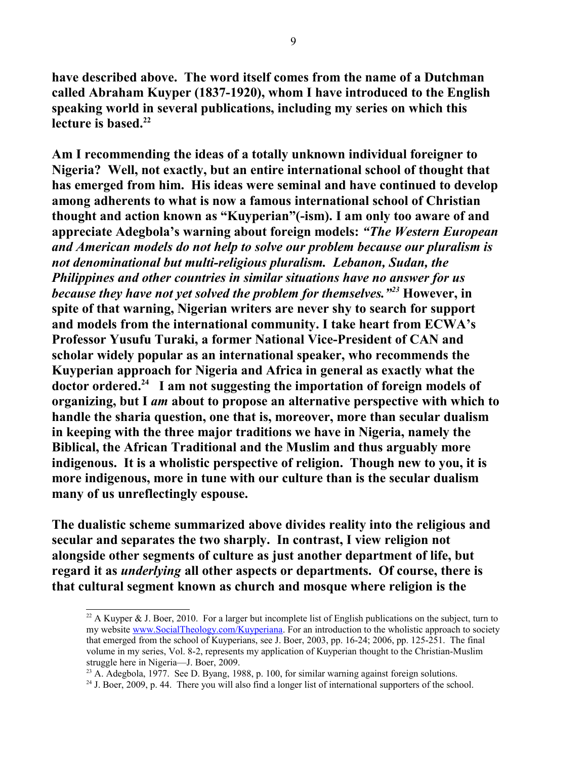**have described above. The word itself comes from the name of a Dutchman called Abraham Kuyper (1837-1920), whom I have introduced to the English speaking world in several publications, including my series on which this lecture is based.[22]**

**Am I recommending the ideas of a totally unknown individual foreigner to Nigeria? Well, not exactly, but an entire international school of thought that has emerged from him. His ideas were seminal and have continued to develop among adherents to what is now a famous international school of Christian thought and action known as "Kuyperian"(-ism). I am only too aware of and appreciate Adegbola's warning about foreign models: *"The Western European and American models do not help to solve our problem because our pluralism is not denominational but multi-religious pluralism. Lebanon, Sudan, the Philippines and other countries in similar situations have no answer for us because they have not yet solved the problem for themselves."*[23] However, in spite of that warning, Nigerian writers are never shy to search for support and models from the international community. I take heart from ECWA's Professor Yusufu Turaki, a former National Vice-President of CAN and scholar widely popular as an international speaker, who recommends the Kuyperian approach for Nigeria and Africa in general as exactly what the doctor ordered.[24] I am not suggesting the importation of foreign models of organizing, but I *am* about to propose an alternative perspective with which to handle the sharia question, one that is, moreover, more than secular dualism in keeping with the three major traditions we have in Nigeria, namely the Biblical, the African Traditional and the Muslim and thus arguably more indigenous. It is a wholistic perspective of religion. Though new to you, it is more indigenous, more in tune with our culture than is the secular dualism many of us unreflectingly espouse.**

**The dualistic scheme summarized above divides reality into the religious and secular and separates the two sharply. In contrast, I view religion not alongside other segments of culture as just another department of life, but regard it as *underlying* all other aspects or departments. Of course, there is that cultural segment known as church and mosque where religion is the**

---

[22] A Kuyper & J. Boer, 2010. For a larger but incomplete list of English publications on the subject, turn to my website [www.SocialTheology.com/Kuyperiana](www.SocialTheology.com/Kuyperiana). For an introduction to the wholistic approach to society that emerged from the school of Kuyperians, see J. Boer, 2003, pp. 16-24; 2006, pp. 125-251. The final volume in my series, Vol. 8-2, represents my application of Kuyperian thought to the Christian-Muslim struggle here in Nigeria—J. Boer, 2009.

[23] A. Adegbola, 1977. See D. Byang, 1988, p. 100, for similar warning against foreign solutions.

[24] J. Boer, 2009, p. 44. There you will also find a longer list of international supporters of the school.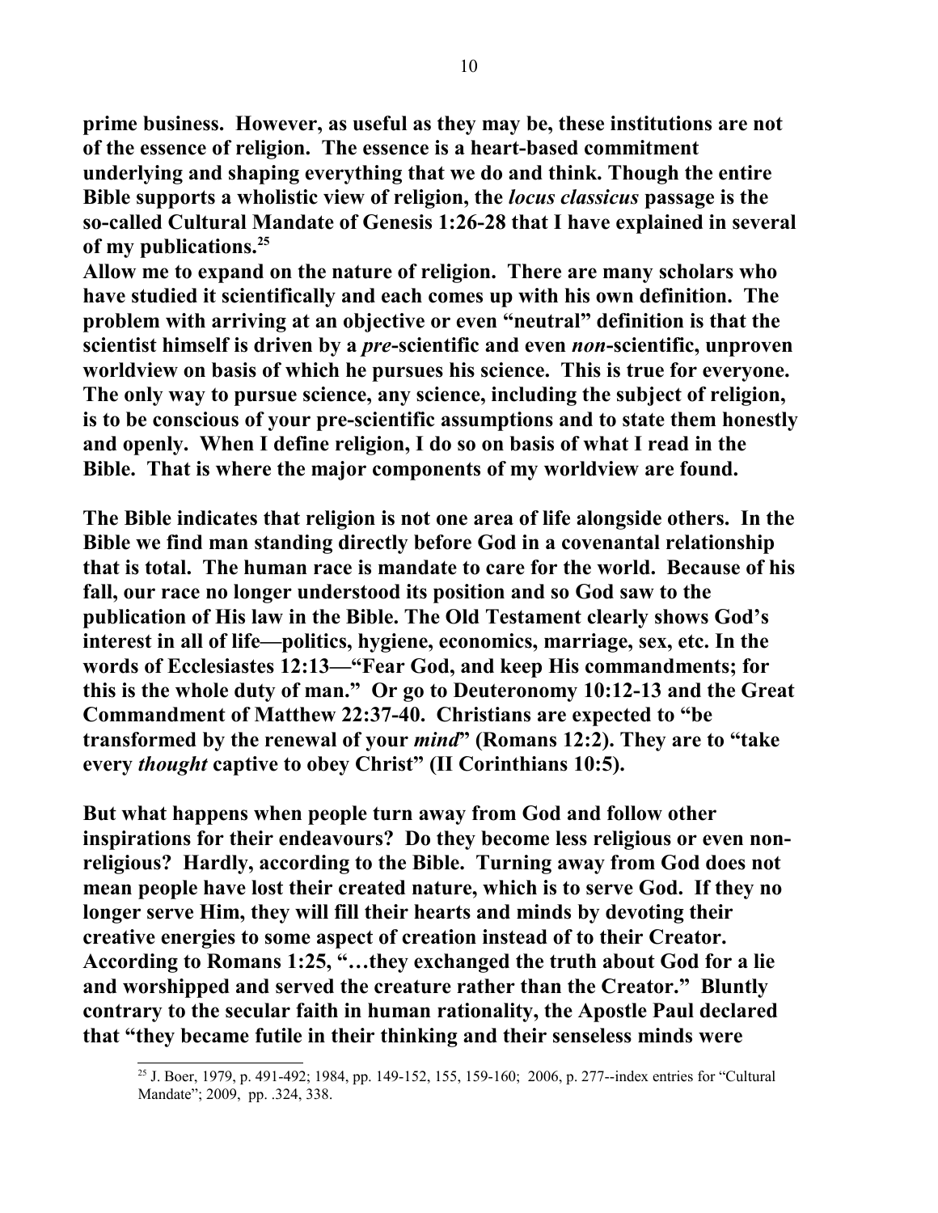**prime business. However, as useful as they may be, these institutions are not of the essence of religion. The essence is a heart-based commitment underlying and shaping everything that we do and think. Though the entire Bible supports a wholistic view of religion, the *locus classicus* passage is the so-called Cultural Mandate of Genesis 1:26-28 that I have explained in several of my publications.**[25]

**Allow me to expand on the nature of religion. There are many scholars who have studied it scientifically and each comes up with his own definition. The problem with arriving at an objective or even "neutral" definition is that the scientist himself is driven by a *pre*-scientific and even *non*-scientific, unproven worldview on basis of which he pursues his science. This is true for everyone. The only way to pursue science, any science, including the subject of religion, is to be conscious of your pre-scientific assumptions and to state them honestly and openly. When I define religion, I do so on basis of what I read in the Bible. That is where the major components of my worldview are found.**

**The Bible indicates that religion is not one area of life alongside others. In the Bible we find man standing directly before God in a covenantal relationship that is total. The human race is mandate to care for the world. Because of his fall, our race no longer understood its position and so God saw to the publication of His law in the Bible. The Old Testament clearly shows God's interest in all of life—politics, hygiene, economics, marriage, sex, etc. In the words of Ecclesiastes 12:13—"Fear God, and keep His commandments; for this is the whole duty of man." Or go to Deuteronomy 10:12-13 and the Great Commandment of Matthew 22:37-40. Christians are expected to "be transformed by the renewal of your *mind*" (Romans 12:2). They are to "take every *thought* captive to obey Christ" (II Corinthians 10:5).**

**But what happens when people turn away from God and follow other inspirations for their endeavours? Do they become less religious or even non-religious? Hardly, according to the Bible. Turning away from God does not mean people have lost their created nature, which is to serve God. If they no longer serve Him, they will fill their hearts and minds by devoting their creative energies to some aspect of creation instead of to their Creator. According to Romans 1:25, "…they exchanged the truth about God for a lie and worshipped and served the creature rather than the Creator." Bluntly contrary to the secular faith in human rationality, the Apostle Paul declared that "they became futile in their thinking and their senseless minds were**

---

[25] J. Boer, 1979, p. 491-492; 1984, pp. 149-152, 155, 159-160; 2006, p. 277--index entries for "Cultural Mandate"; 2009, pp. .324, 338.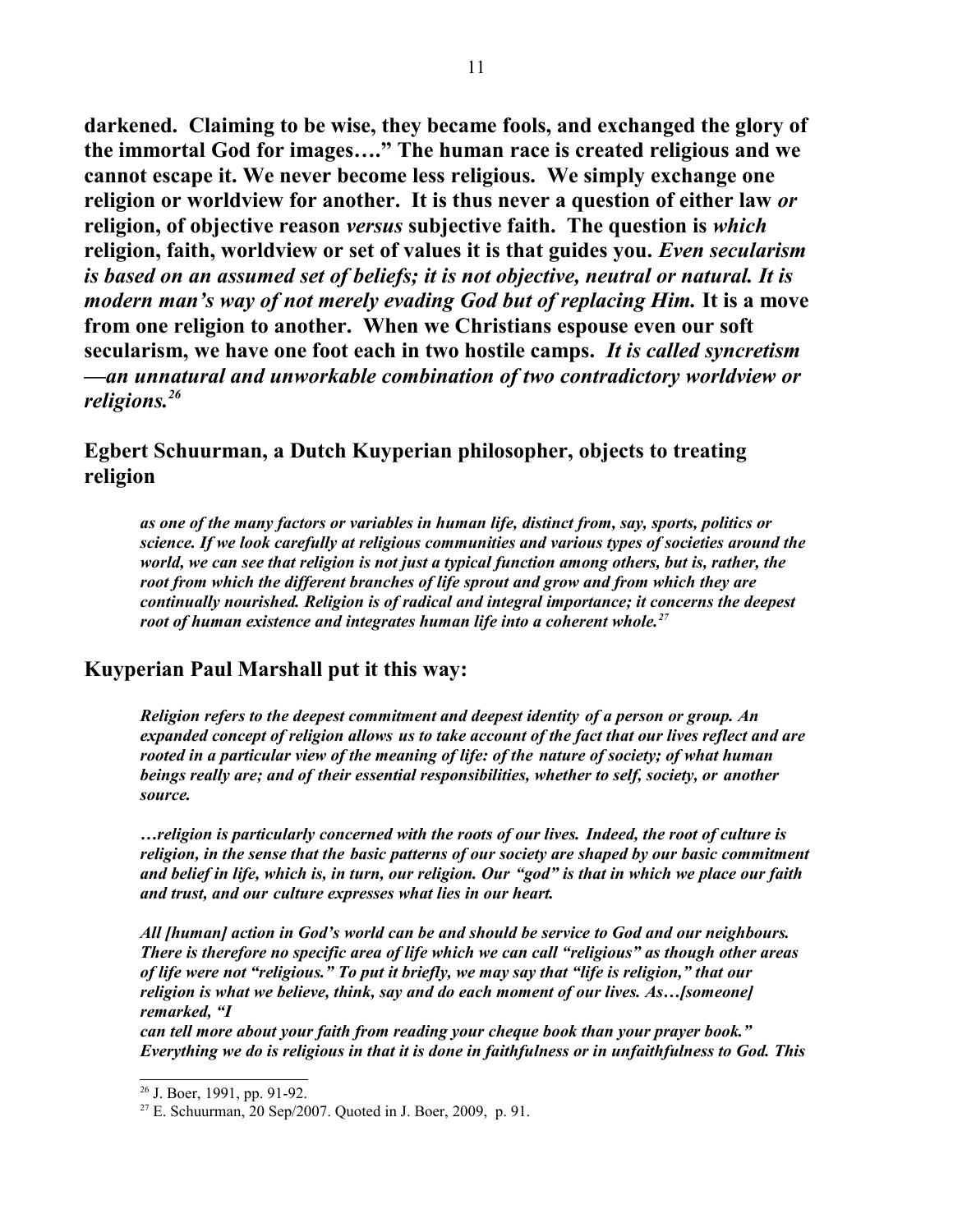**darkened. Claiming to be wise, they became fools, and exchanged the glory of the immortal God for images…." The human race is created religious and we cannot escape it. We never become less religious. We simply exchange one religion or worldview for another. It is thus never a question of either law *or* religion, of objective reason *versus* subjective faith. The question is *which* religion, faith, worldview or set of values it is that guides you. *Even secularism is based on an assumed set of beliefs; it is not objective, neutral or natural. It is modern man's way of not merely evading God but of replacing Him.* It is a move from one religion to another. When we Christians espouse even our soft secularism, we have one foot each in two hostile camps. *It is called syncretism —an unnatural and unworkable combination of two contradictory worldview or religions.*[26]**

## Egbert Schuurman, a Dutch Kuyperian philosopher, objects to treating religion

> ***as one of the many factors or variables in human life, distinct from, say, sports, politics or science. If we look carefully at religious communities and various types of societies around the world, we can see that religion is not just a typical function among others, but is, rather, the root from which the different branches of life sprout and grow and from which they are continually nourished. Religion is of radical and integral importance; it concerns the deepest root of human existence and integrates human life into a coherent whole.***[27]

## Kuyperian Paul Marshall put it this way:

> ***Religion refers to the deepest commitment and deepest identity of a person or group. An expanded concept of religion allows us to take account of the fact that our lives reflect and are rooted in a particular view of the meaning of life: of the nature of society; of what human beings really are; and of their essential responsibilities, whether to self, society, or another source.***
>
> ***…religion is particularly concerned with the roots of our lives. Indeed, the root of culture is religion, in the sense that the basic patterns of our society are shaped by our basic commitment and belief in life, which is, in turn, our religion. Our "god" is that in which we place our faith and trust, and our culture expresses what lies in our heart.***
>
> ***All [human] action in God's world can be and should be service to God and our neighbours. There is therefore no specific area of life which we can call "religious" as though other areas of life were not "religious." To put it briefly, we may say that "life is religion," that our religion is what we believe, think, say and do each moment of our lives. As…[someone] remarked, "I can tell more about your faith from reading your cheque book than your prayer book." Everything we do is religious in that it is done in faithfulness or in unfaithfulness to God. This***

---

[26] J. Boer, 1991, pp. 91-92.

[27] E. Schuurman, 20 Sep/2007. Quoted in J. Boer, 2009, p. 91.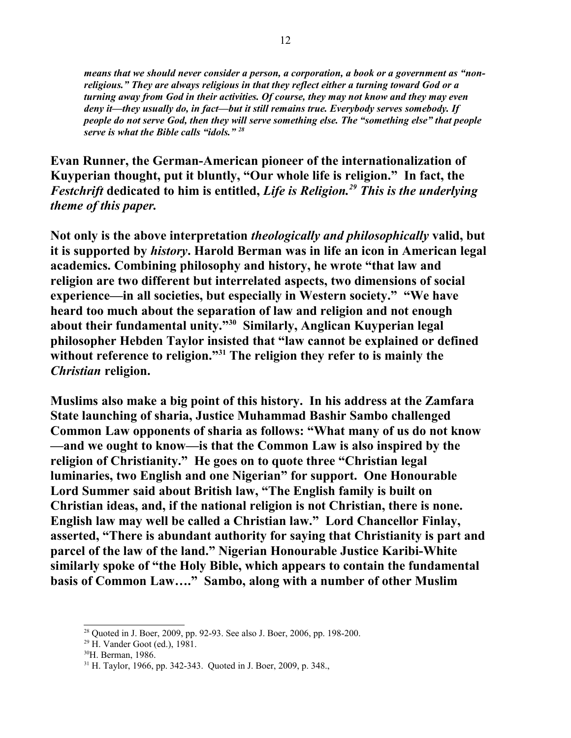***means that we should never consider a person, a corporation, a book or a government as "non-religious." They are always religious in that they reflect either a turning toward God or a turning away from God in their activities. Of course, they may not know and they may even deny it—they usually do, in fact—but it still remains true. Everybody serves somebody. If people do not serve God, then they will serve something else. The "something else" that people serve is what the Bible calls "idols."*** [28]

**Evan Runner, the German-American pioneer of the internationalization of Kuyperian thought, put it bluntly, "Our whole life is religion." In fact, the *Festchrift* dedicated to him is entitled, *Life is Religion.*[29] *This is the underlying theme of this paper.***

**Not only is the above interpretation *theologically and philosophically* valid, but it is supported by *history*. Harold Berman was in life an icon in American legal academics. Combining philosophy and history, he wrote "that law and religion are two different but interrelated aspects, two dimensions of social experience—in all societies, but especially in Western society." "We have heard too much about the separation of law and religion and not enough about their fundamental unity."[30] Similarly, Anglican Kuyperian legal philosopher Hebden Taylor insisted that "law cannot be explained or defined without reference to religion."[31] The religion they refer to is mainly the *Christian* religion.**

**Muslims also make a big point of this history. In his address at the Zamfara State launching of sharia, Justice Muhammad Bashir Sambo challenged Common Law opponents of sharia as follows: "What many of us do not know—and we ought to know—is that the Common Law is also inspired by the religion of Christianity." He goes on to quote three "Christian legal luminaries, two English and one Nigerian" for support. One Honourable Lord Summer said about British law, "The English family is built on Christian ideas, and, if the national religion is not Christian, there is none. English law may well be called a Christian law." Lord Chancellor Finlay, asserted, "There is abundant authority for saying that Christianity is part and parcel of the law of the land." Nigerian Honourable Justice Karibi-White similarly spoke of "the Holy Bible, which appears to contain the fundamental basis of Common Law…." Sambo, along with a number of other Muslim**

---

[28] Quoted in J. Boer, 2009, pp. 92-93. See also J. Boer, 2006, pp. 198-200.

[29] H. Vander Goot (ed.), 1981.

[30] H. Berman, 1986.

[31] H. Taylor, 1966, pp. 342-343. Quoted in J. Boer, 2009, p. 348.,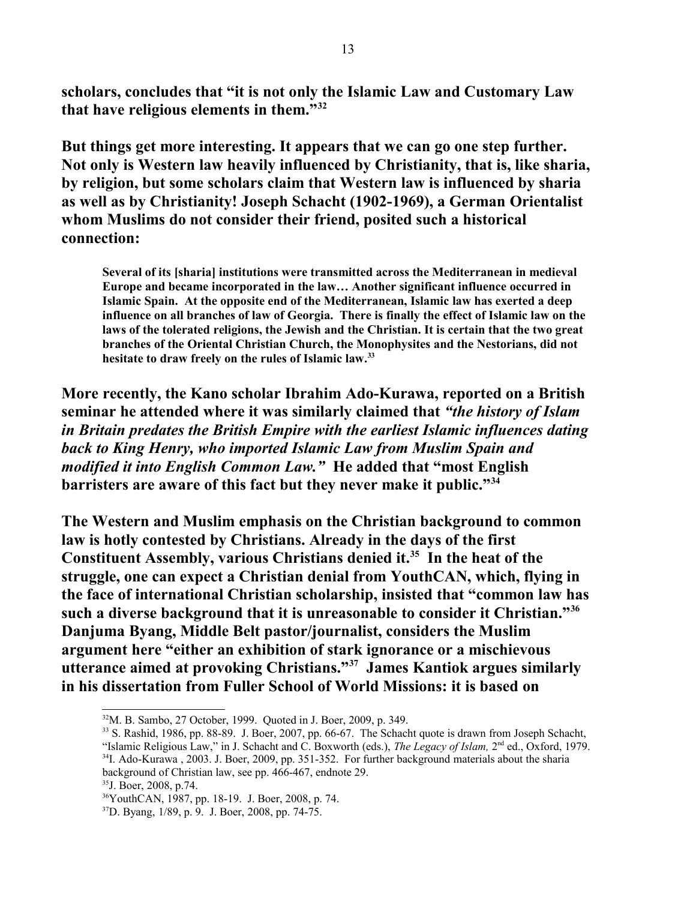**scholars, concludes that "it is not only the Islamic Law and Customary Law that have religious elements in them."[32]**

**But things get more interesting. It appears that we can go one step further. Not only is Western law heavily influenced by Christianity, that is, like sharia, by religion, but some scholars claim that Western law is influenced by sharia as well as by Christianity! Joseph Schacht (1902-1969), a German Orientalist whom Muslims do not consider their friend, posited such a historical connection:**

> **Several of its [sharia] institutions were transmitted across the Mediterranean in medieval Europe and became incorporated in the law… Another significant influence occurred in Islamic Spain. At the opposite end of the Mediterranean, Islamic law has exerted a deep influence on all branches of law of Georgia. There is finally the effect of Islamic law on the laws of the tolerated religions, the Jewish and the Christian. It is certain that the two great branches of the Oriental Christian Church, the Monophysites and the Nestorians, did not hesitate to draw freely on the rules of Islamic law.[33]**

**More recently, the Kano scholar Ibrahim Ado-Kurawa, reported on a British seminar he attended where it was similarly claimed that *"the history of Islam in Britain predates the British Empire with the earliest Islamic influences dating back to King Henry, who imported Islamic Law from Muslim Spain and modified it into English Common Law."* He added that "most English barristers are aware of this fact but they never make it public."[34]**

**The Western and Muslim emphasis on the Christian background to common law is hotly contested by Christians. Already in the days of the first Constituent Assembly, various Christians denied it.[35] In the heat of the struggle, one can expect a Christian denial from YouthCAN, which, flying in the face of international Christian scholarship, insisted that "common law has such a diverse background that it is unreasonable to consider it Christian."[36] Danjuma Byang, Middle Belt pastor/journalist, considers the Muslim argument here "either an exhibition of stark ignorance or a mischievous utterance aimed at provoking Christians."[37] James Kantiok argues similarly in his dissertation from Fuller School of World Missions: it is based on**

---

[32] M. B. Sambo, 27 October, 1999. Quoted in J. Boer, 2009, p. 349.

[33] S. Rashid, 1986, pp. 88-89. J. Boer, 2007, pp. 66-67. The Schacht quote is drawn from Joseph Schacht, "Islamic Religious Law," in J. Schacht and C. Boxworth (eds.), *The Legacy of Islam,* 2nd ed., Oxford, 1979.

[34] I. Ado-Kurawa , 2003. J. Boer, 2009, pp. 351-352. For further background materials about the sharia background of Christian law, see pp. 466-467, endnote 29.

[35] J. Boer, 2008, p.74.

[36] YouthCAN, 1987, pp. 18-19. J. Boer, 2008, p. 74.

[37] D. Byang, 1/89, p. 9. J. Boer, 2008, pp. 74-75.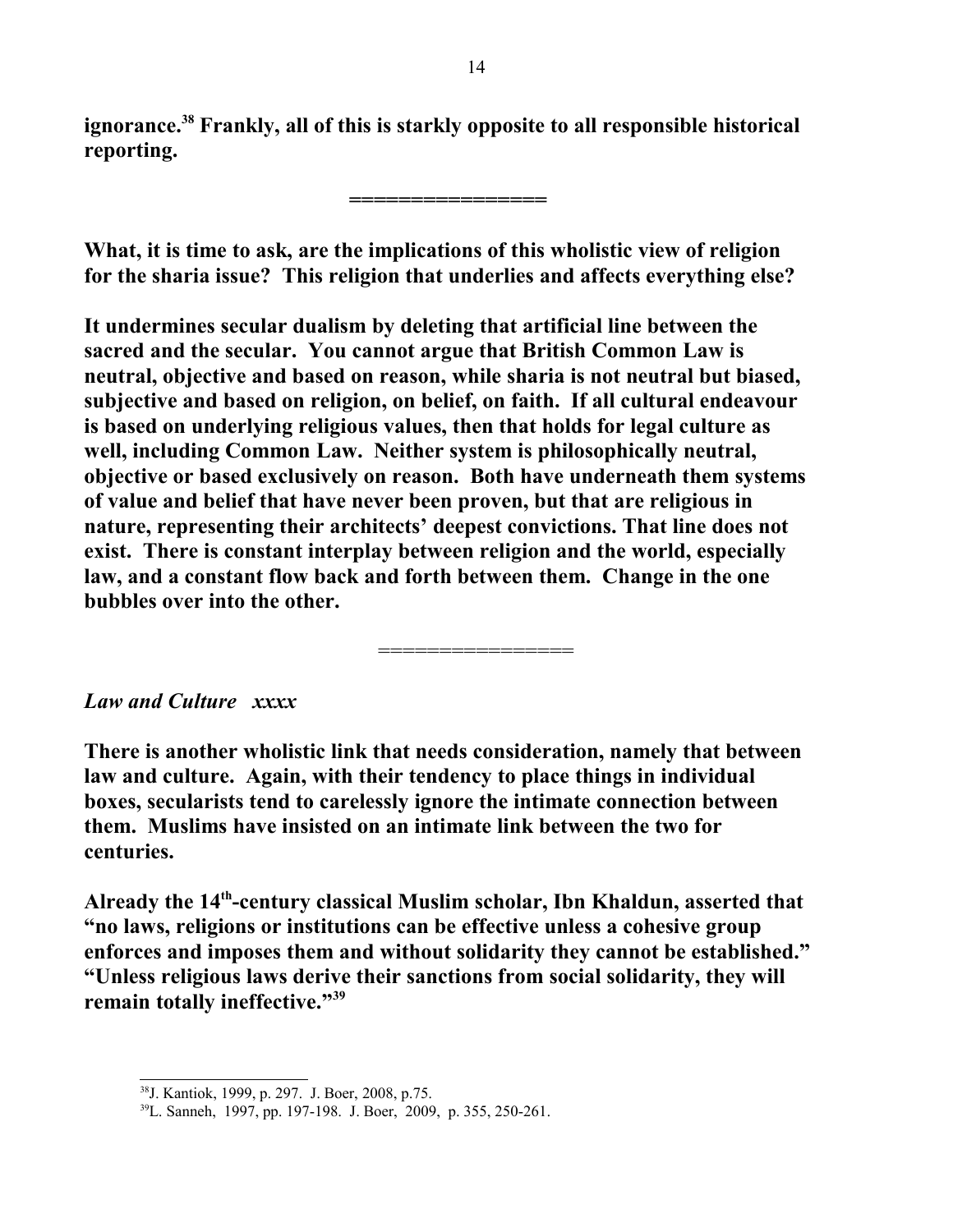**ignorance.[38] Frankly, all of this is starkly opposite to all responsible historical reporting.**

**===============**

**What, it is time to ask, are the implications of this wholistic view of religion for the sharia issue? This religion that underlies and affects everything else?**

**It undermines secular dualism by deleting that artificial line between the sacred and the secular. You cannot argue that British Common Law is neutral, objective and based on reason, while sharia is not neutral but biased, subjective and based on religion, on belief, on faith. If all cultural endeavour is based on underlying religious values, then that holds for legal culture as well, including Common Law. Neither system is philosophically neutral, objective or based exclusively on reason. Both have underneath them systems of value and belief that have never been proven, but that are religious in nature, representing their architects' deepest convictions. That line does not exist. There is constant interplay between religion and the world, especially law, and a constant flow back and forth between them. Change in the one bubbles over into the other.**

================

***Law and Culture   xxxx***

**There is another wholistic link that needs consideration, namely that between law and culture. Again, with their tendency to place things in individual boxes, secularists tend to carelessly ignore the intimate connection between them. Muslims have insisted on an intimate link between the two for centuries.**

**Already the 14th-century classical Muslim scholar, Ibn Khaldun, asserted that "no laws, religions or institutions can be effective unless a cohesive group enforces and imposes them and without solidarity they cannot be established." "Unless religious laws derive their sanctions from social solidarity, they will remain totally ineffective."[39]**

---

[38] J. Kantiok, 1999, p. 297. J. Boer, 2008, p.75.

[39] L. Sanneh, 1997, pp. 197-198. J. Boer, 2009, p. 355, 250-261.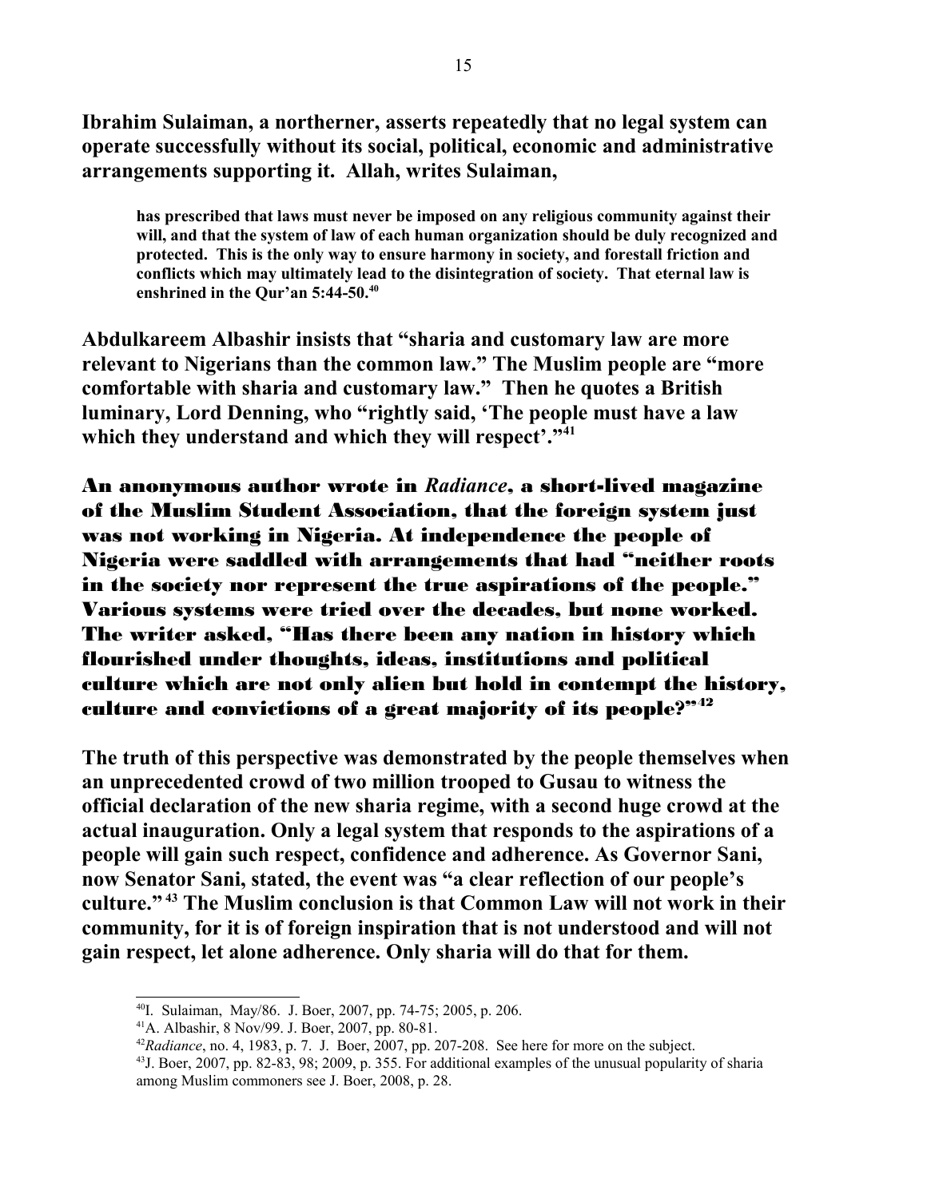**Ibrahim Sulaiman, a northerner, asserts repeatedly that no legal system can operate successfully without its social, political, economic and administrative arrangements supporting it. Allah, writes Sulaiman,**

> **has prescribed that laws must never be imposed on any religious community against their will, and that the system of law of each human organization should be duly recognized and protected. This is the only way to ensure harmony in society, and forestall friction and conflicts which may ultimately lead to the disintegration of society. That eternal law is enshrined in the Qur'an 5:44-50.[40]**

**Abdulkareem Albashir insists that "sharia and customary law are more relevant to Nigerians than the common law." The Muslim people are "more comfortable with sharia and customary law." Then he quotes a British luminary, Lord Denning, who "rightly said, 'The people must have a law which they understand and which they will respect'."[41]**

**An anonymous author wrote in *Radiance*, a short-lived magazine of the Muslim Student Association, that the foreign system just was not working in Nigeria. At independence the people of Nigeria were saddled with arrangements that had "neither roots in the society nor represent the true aspirations of the people." Various systems were tried over the decades, but none worked. The writer asked, "Has there been any nation in history which flourished under thoughts, ideas, institutions and political culture which are not only alien but hold in contempt the history, culture and convictions of a great majority of its people?"[42]**

**The truth of this perspective was demonstrated by the people themselves when an unprecedented crowd of two million trooped to Gusau to witness the official declaration of the new sharia regime, with a second huge crowd at the actual inauguration. Only a legal system that responds to the aspirations of a people will gain such respect, confidence and adherence. As Governor Sani, now Senator Sani, stated, the event was "a clear reflection of our people's culture."[43] The Muslim conclusion is that Common Law will not work in their community, for it is of foreign inspiration that is not understood and will not gain respect, let alone adherence. Only sharia will do that for them.**

---

[40] I. Sulaiman, May/86. J. Boer, 2007, pp. 74-75; 2005, p. 206.

[41] A. Albashir, 8 Nov/99. J. Boer, 2007, pp. 80-81.

[42] *Radiance*, no. 4, 1983, p. 7. J. Boer, 2007, pp. 207-208. See here for more on the subject.

[43] J. Boer, 2007, pp. 82-83, 98; 2009, p. 355. For additional examples of the unusual popularity of sharia among Muslim commoners see J. Boer, 2008, p. 28.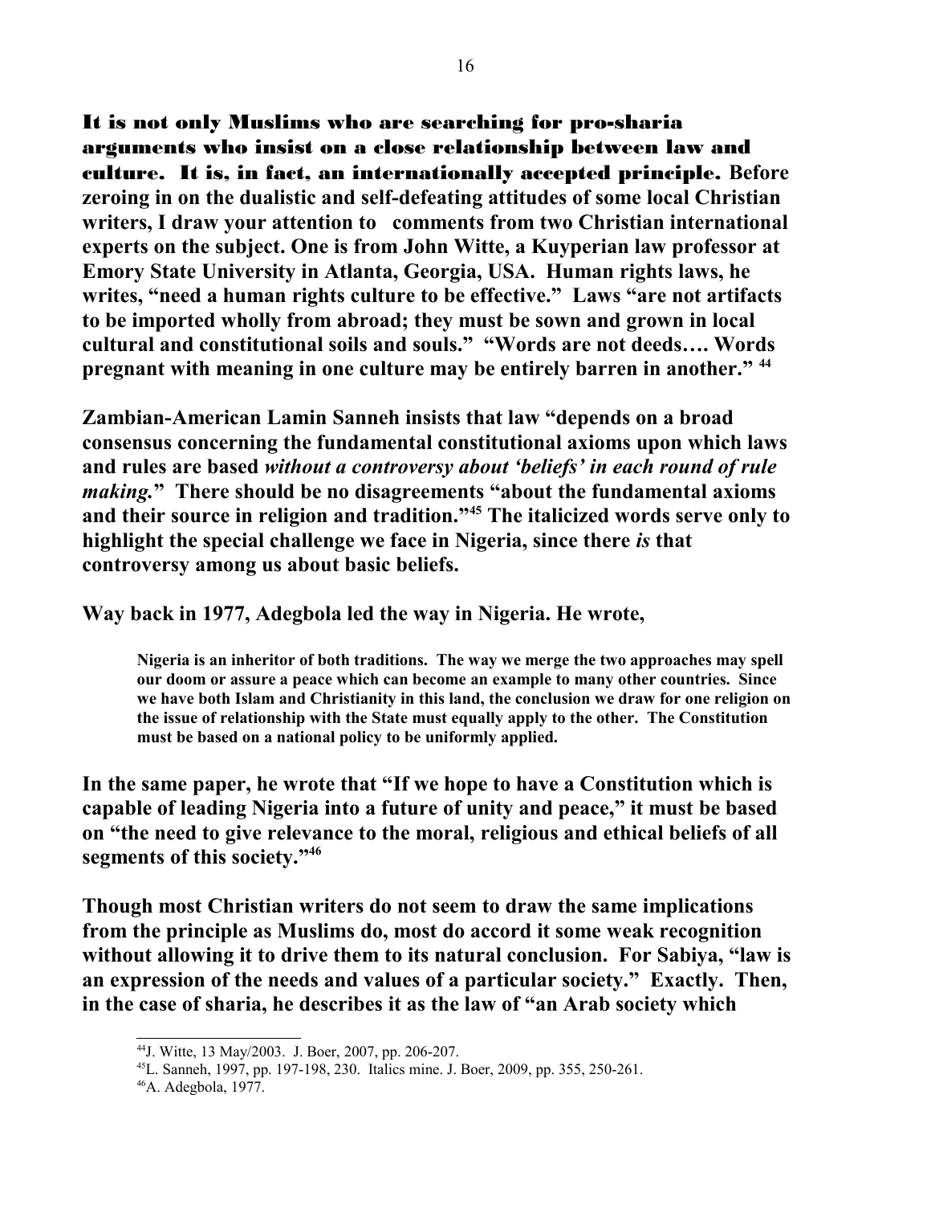**It is not only Muslims who are searching for pro-sharia arguments who insist on a close relationship between law and culture. It is, in fact, an internationally accepted principle. Before zeroing in on the dualistic and self-defeating attitudes of some local Christian writers, I draw your attention to comments from two Christian international experts on the subject. One is from John Witte, a Kuyperian law professor at Emory State University in Atlanta, Georgia, USA. Human rights laws, he writes, "need a human rights culture to be effective." Laws "are not artifacts to be imported wholly from abroad; they must be sown and grown in local cultural and constitutional soils and souls." "Words are not deeds…. Words pregnant with meaning in one culture may be entirely barren in another."** [44]

**Zambian-American Lamin Sanneh insists that law "depends on a broad consensus concerning the fundamental constitutional axioms upon which laws and rules are based *without a controversy about 'beliefs' in each round of rule making.*" There should be no disagreements "about the fundamental axioms and their source in religion and tradition."**[45] **The italicized words serve only to highlight the special challenge we face in Nigeria, since there *is* that controversy among us about basic beliefs.**

**Way back in 1977, Adegbola led the way in Nigeria. He wrote,**

> **Nigeria is an inheritor of both traditions. The way we merge the two approaches may spell our doom or assure a peace which can become an example to many other countries. Since we have both Islam and Christianity in this land, the conclusion we draw for one religion on the issue of relationship with the State must equally apply to the other. The Constitution must be based on a national policy to be uniformly applied.**

**In the same paper, he wrote that "If we hope to have a Constitution which is capable of leading Nigeria into a future of unity and peace," it must be based on "the need to give relevance to the moral, religious and ethical beliefs of all segments of this society."**[46]

**Though most Christian writers do not seem to draw the same implications from the principle as Muslims do, most do accord it some weak recognition without allowing it to drive them to its natural conclusion. For Sabiya, "law is an expression of the needs and values of a particular society." Exactly. Then, in the case of sharia, he describes it as the law of "an Arab society which**

---

[44] J. Witte, 13 May/2003. J. Boer, 2007, pp. 206-207.

[45] L. Sanneh, 1997, pp. 197-198, 230. Italics mine. J. Boer, 2009, pp. 355, 250-261.

[46] A. Adegbola, 1977.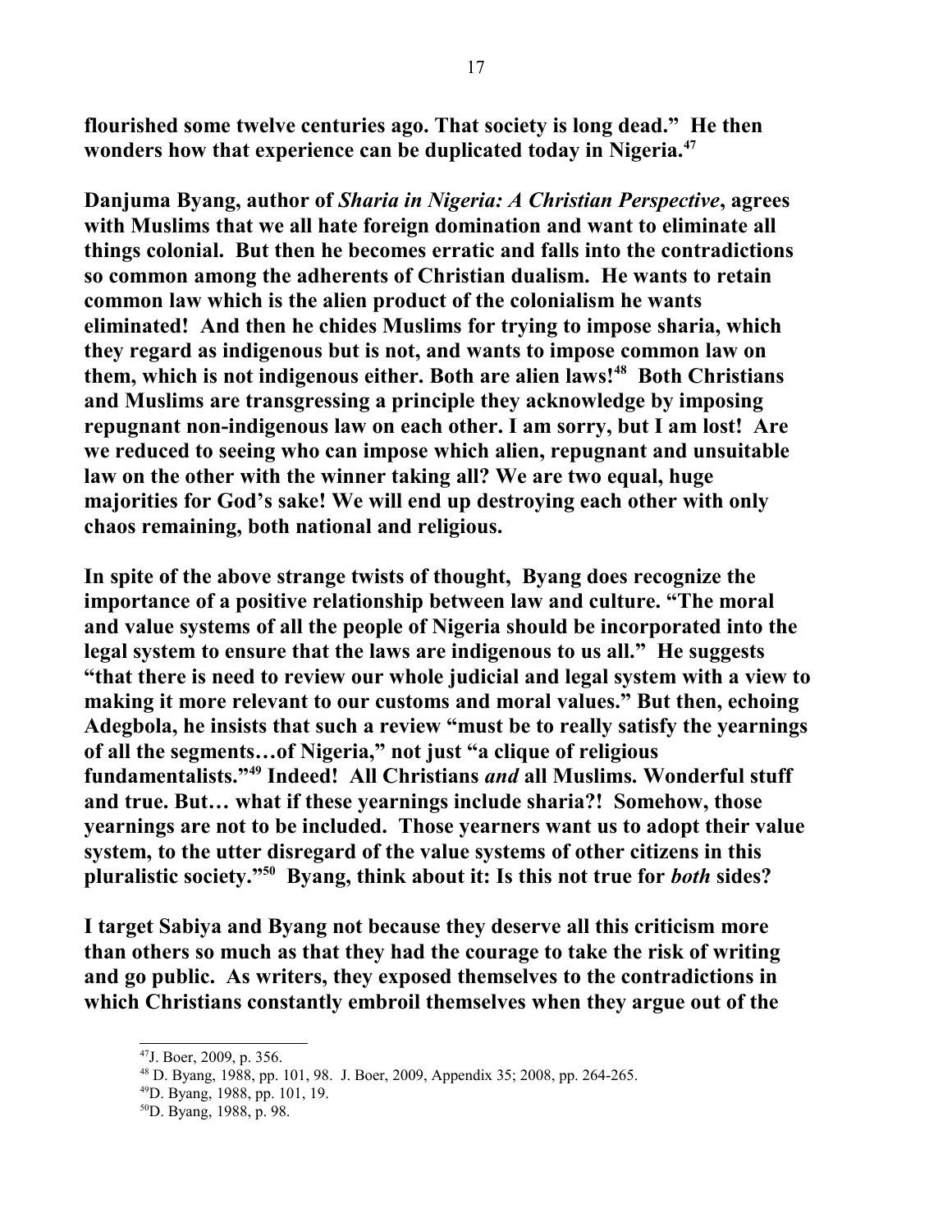**flourished some twelve centuries ago. That society is long dead." He then wonders how that experience can be duplicated today in Nigeria.[47]**

**Danjuma Byang, author of *Sharia in Nigeria: A Christian Perspective*, agrees with Muslims that we all hate foreign domination and want to eliminate all things colonial. But then he becomes erratic and falls into the contradictions so common among the adherents of Christian dualism. He wants to retain common law which is the alien product of the colonialism he wants eliminated! And then he chides Muslims for trying to impose sharia, which they regard as indigenous but is not, and wants to impose common law on them, which is not indigenous either. Both are alien laws![48] Both Christians and Muslims are transgressing a principle they acknowledge by imposing repugnant non-indigenous law on each other. I am sorry, but I am lost! Are we reduced to seeing who can impose which alien, repugnant and unsuitable law on the other with the winner taking all? We are two equal, huge majorities for God's sake! We will end up destroying each other with only chaos remaining, both national and religious.**

**In spite of the above strange twists of thought, Byang does recognize the importance of a positive relationship between law and culture. "The moral and value systems of all the people of Nigeria should be incorporated into the legal system to ensure that the laws are indigenous to us all." He suggests "that there is need to review our whole judicial and legal system with a view to making it more relevant to our customs and moral values." But then, echoing Adegbola, he insists that such a review "must be to really satisfy the yearnings of all the segments…of Nigeria," not just "a clique of religious fundamentalists."[49] Indeed! All Christians *and* all Muslims. Wonderful stuff and true. But… what if these yearnings include sharia?! Somehow, those yearnings are not to be included. Those yearners want us to adopt their value system, to the utter disregard of the value systems of other citizens in this pluralistic society."[50] Byang, think about it: Is this not true for *both* sides?**

**I target Sabiya and Byang not because they deserve all this criticism more than others so much as that they had the courage to take the risk of writing and go public. As writers, they exposed themselves to the contradictions in which Christians constantly embroil themselves when they argue out of the**

---

[47] J. Boer, 2009, p. 356.

[48] D. Byang, 1988, pp. 101, 98. J. Boer, 2009, Appendix 35; 2008, pp. 264-265.

[49] D. Byang, 1988, pp. 101, 19.

[50] D. Byang, 1988, p. 98.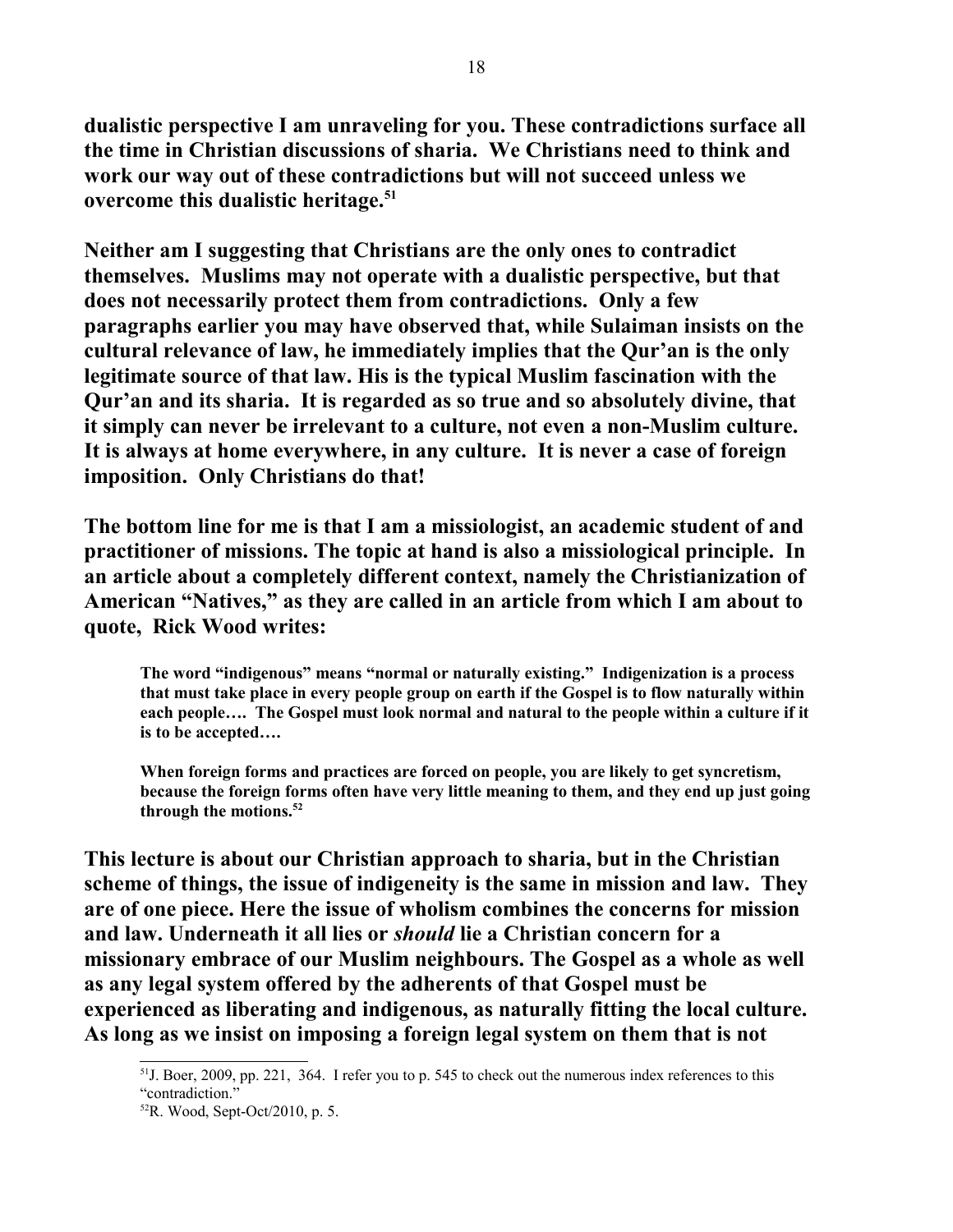**dualistic perspective I am unraveling for you. These contradictions surface all the time in Christian discussions of sharia. We Christians need to think and work our way out of these contradictions but will not succeed unless we overcome this dualistic heritage.**[51]

**Neither am I suggesting that Christians are the only ones to contradict themselves. Muslims may not operate with a dualistic perspective, but that does not necessarily protect them from contradictions. Only a few paragraphs earlier you may have observed that, while Sulaiman insists on the cultural relevance of law, he immediately implies that the Qur'an is the only legitimate source of that law. His is the typical Muslim fascination with the Qur'an and its sharia. It is regarded as so true and so absolutely divine, that it simply can never be irrelevant to a culture, not even a non-Muslim culture. It is always at home everywhere, in any culture. It is never a case of foreign imposition. Only Christians do that!**

**The bottom line for me is that I am a missiologist, an academic student of and practitioner of missions. The topic at hand is also a missiological principle. In an article about a completely different context, namely the Christianization of American "Natives," as they are called in an article from which I am about to quote, Rick Wood writes:**

> **The word "indigenous" means "normal or naturally existing." Indigenization is a process that must take place in every people group on earth if the Gospel is to flow naturally within each people…. The Gospel must look normal and natural to the people within a culture if it is to be accepted….**
>
> **When foreign forms and practices are forced on people, you are likely to get syncretism, because the foreign forms often have very little meaning to them, and they end up just going through the motions.**[52]

**This lecture is about our Christian approach to sharia, but in the Christian scheme of things, the issue of indigeneity is the same in mission and law. They are of one piece. Here the issue of wholism combines the concerns for mission and law. Underneath it all lies or *should* lie a Christian concern for a missionary embrace of our Muslim neighbours. The Gospel as a whole as well as any legal system offered by the adherents of that Gospel must be experienced as liberating and indigenous, as naturally fitting the local culture. As long as we insist on imposing a foreign legal system on them that is not**

---

[51] J. Boer, 2009, pp. 221, 364. I refer you to p. 545 to check out the numerous index references to this "contradiction."

[52] R. Wood, Sept-Oct/2010, p. 5.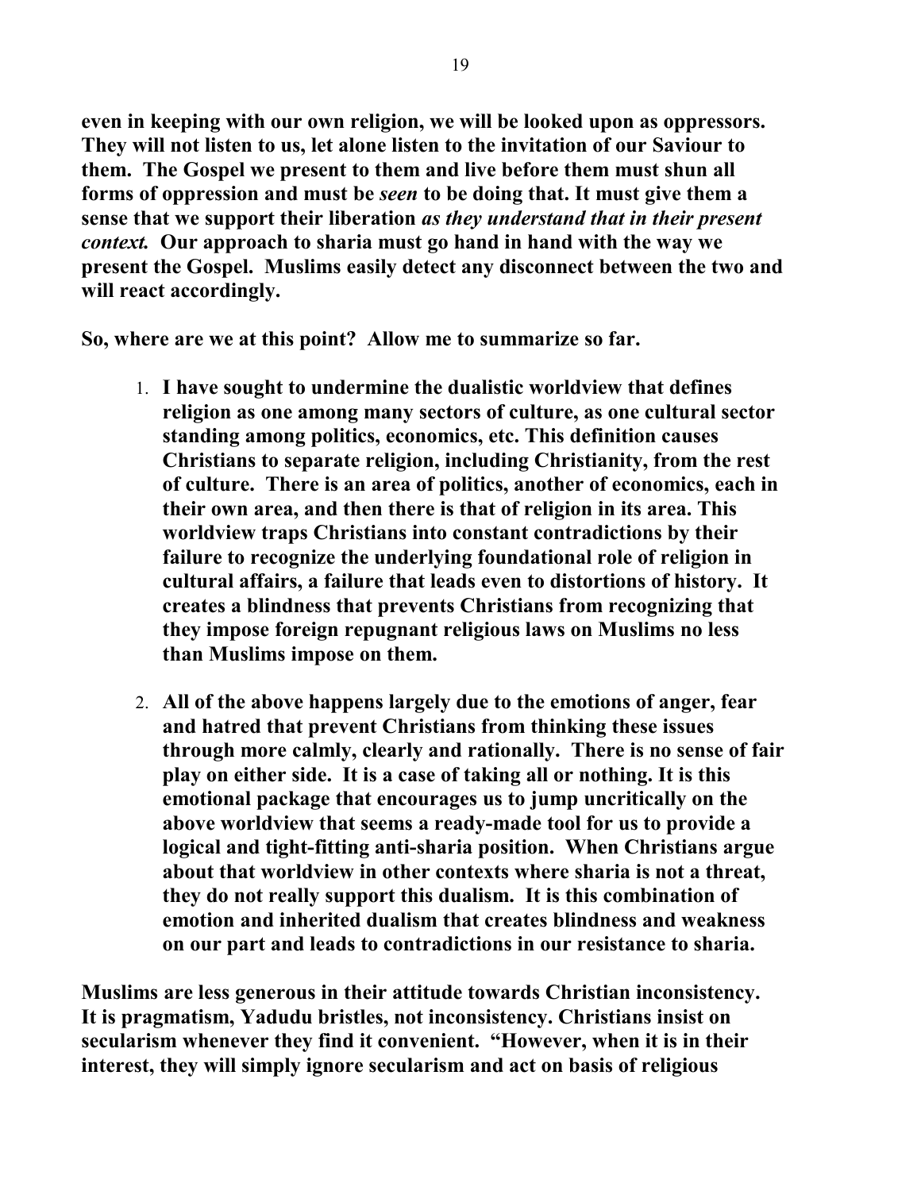**even in keeping with our own religion, we will be looked upon as oppressors. They will not listen to us, let alone listen to the invitation of our Saviour to them. The Gospel we present to them and live before them must shun all forms of oppression and must be *seen* to be doing that. It must give them a sense that we support their liberation *as they understand that in their present context.* Our approach to sharia must go hand in hand with the way we present the Gospel. Muslims easily detect any disconnect between the two and will react accordingly.**

**So, where are we at this point? Allow me to summarize so far.**

1. **I have sought to undermine the dualistic worldview that defines religion as one among many sectors of culture, as one cultural sector standing among politics, economics, etc. This definition causes Christians to separate religion, including Christianity, from the rest of culture. There is an area of politics, another of economics, each in their own area, and then there is that of religion in its area. This worldview traps Christians into constant contradictions by their failure to recognize the underlying foundational role of religion in cultural affairs, a failure that leads even to distortions of history. It creates a blindness that prevents Christians from recognizing that they impose foreign repugnant religious laws on Muslims no less than Muslims impose on them.**

2. **All of the above happens largely due to the emotions of anger, fear and hatred that prevent Christians from thinking these issues through more calmly, clearly and rationally. There is no sense of fair play on either side. It is a case of taking all or nothing. It is this emotional package that encourages us to jump uncritically on the above worldview that seems a ready-made tool for us to provide a logical and tight-fitting anti-sharia position. When Christians argue about that worldview in other contexts where sharia is not a threat, they do not really support this dualism. It is this combination of emotion and inherited dualism that creates blindness and weakness on our part and leads to contradictions in our resistance to sharia.**

**Muslims are less generous in their attitude towards Christian inconsistency. It is pragmatism, Yadudu bristles, not inconsistency. Christians insist on secularism whenever they find it convenient. "However, when it is in their interest, they will simply ignore secularism and act on basis of religious**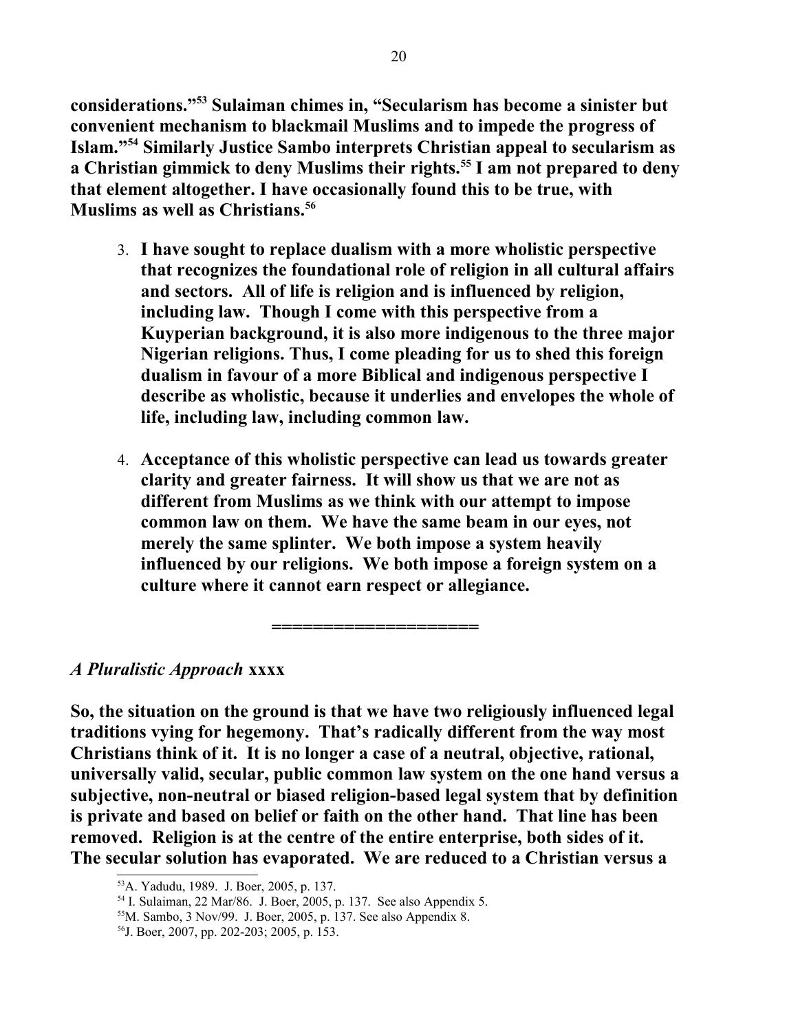**considerations."[53] Sulaiman chimes in, "Secularism has become a sinister but convenient mechanism to blackmail Muslims and to impede the progress of Islam."[54] Similarly Justice Sambo interprets Christian appeal to secularism as a Christian gimmick to deny Muslims their rights.[55] I am not prepared to deny that element altogether. I have occasionally found this to be true, with Muslims as well as Christians.[56]**

3. **I have sought to replace dualism with a more wholistic perspective that recognizes the foundational role of religion in all cultural affairs and sectors. All of life is religion and is influenced by religion, including law. Though I come with this perspective from a Kuyperian background, it is also more indigenous to the three major Nigerian religions. Thus, I come pleading for us to shed this foreign dualism in favour of a more Biblical and indigenous perspective I describe as wholistic, because it underlies and envelopes the whole of life, including law, including common law.**

4. **Acceptance of this wholistic perspective can lead us towards greater clarity and greater fairness. It will show us that we are not as different from Muslims as we think with our attempt to impose common law on them. We have the same beam in our eyes, not merely the same splinter. We both impose a system heavily influenced by our religions. We both impose a foreign system on a culture where it cannot earn respect or allegiance.**

**===================**

***A Pluralistic Approach* xxxx**

**So, the situation on the ground is that we have two religiously influenced legal traditions vying for hegemony. That's radically different from the way most Christians think of it. It is no longer a case of a neutral, objective, rational, universally valid, secular, public common law system on the one hand versus a subjective, non-neutral or biased religion-based legal system that by definition is private and based on belief or faith on the other hand. That line has been removed. Religion is at the centre of the entire enterprise, both sides of it. The secular solution has evaporated. We are reduced to a Christian versus a**

---

[53] A. Yadudu, 1989. J. Boer, 2005, p. 137.

[54] I. Sulaiman, 22 Mar/86. J. Boer, 2005, p. 137. See also Appendix 5.

[55] M. Sambo, 3 Nov/99. J. Boer, 2005, p. 137. See also Appendix 8.

[56] J. Boer, 2007, pp. 202-203; 2005, p. 153.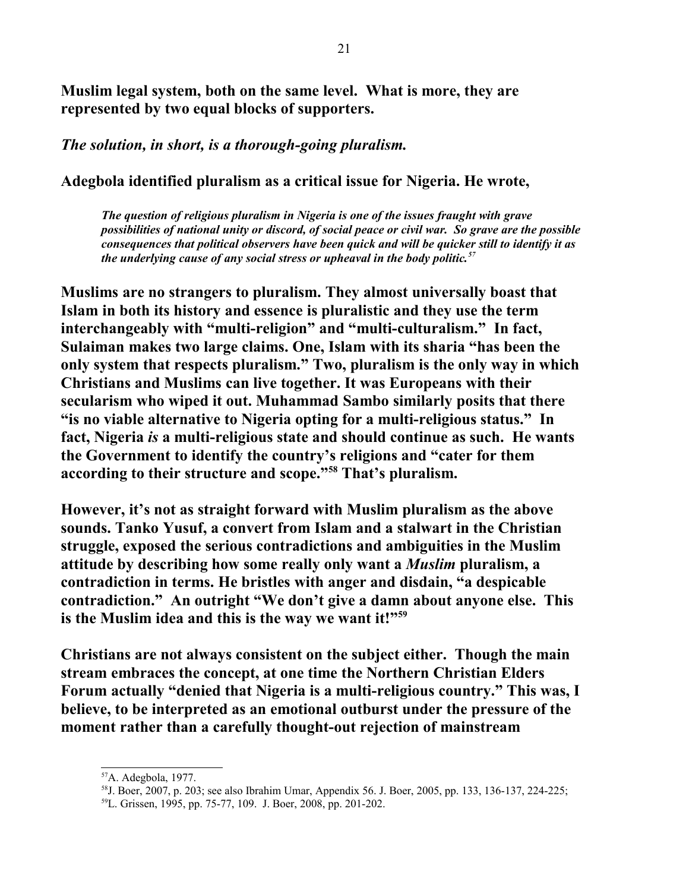**Muslim legal system, both on the same level. What is more, they are represented by two equal blocks of supporters.**

***The solution, in short, is a thorough-going pluralism.***

**Adegbola identified pluralism as a critical issue for Nigeria. He wrote,**

> ***The question of religious pluralism in Nigeria is one of the issues fraught with grave possibilities of national unity or discord, of social peace or civil war. So grave are the possible consequences that political observers have been quick and will be quicker still to identify it as the underlying cause of any social stress or upheaval in the body politic.***[57]

**Muslims are no strangers to pluralism. They almost universally boast that Islam in both its history and essence is pluralistic and they use the term interchangeably with "multi-religion" and "multi-culturalism." In fact, Sulaiman makes two large claims. One, Islam with its sharia "has been the only system that respects pluralism." Two, pluralism is the only way in which Christians and Muslims can live together. It was Europeans with their secularism who wiped it out. Muhammad Sambo similarly posits that there "is no viable alternative to Nigeria opting for a multi-religious status." In fact, Nigeria *is* a multi-religious state and should continue as such. He wants the Government to identify the country's religions and "cater for them according to their structure and scope."[58] That's pluralism.**

**However, it's not as straight forward with Muslim pluralism as the above sounds. Tanko Yusuf, a convert from Islam and a stalwart in the Christian struggle, exposed the serious contradictions and ambiguities in the Muslim attitude by describing how some really only want a *Muslim* pluralism, a contradiction in terms. He bristles with anger and disdain, "a despicable contradiction." An outright "We don't give a damn about anyone else. This is the Muslim idea and this is the way we want it!"[59]**

**Christians are not always consistent on the subject either. Though the main stream embraces the concept, at one time the Northern Christian Elders Forum actually "denied that Nigeria is a multi-religious country." This was, I believe, to be interpreted as an emotional outburst under the pressure of the moment rather than a carefully thought-out rejection of mainstream**

---

[57] A. Adegbola, 1977.

[58] J. Boer, 2007, p. 203; see also Ibrahim Umar, Appendix 56. J. Boer, 2005, pp. 133, 136-137, 224-225;

[59] L. Grissen, 1995, pp. 75-77, 109. J. Boer, 2008, pp. 201-202.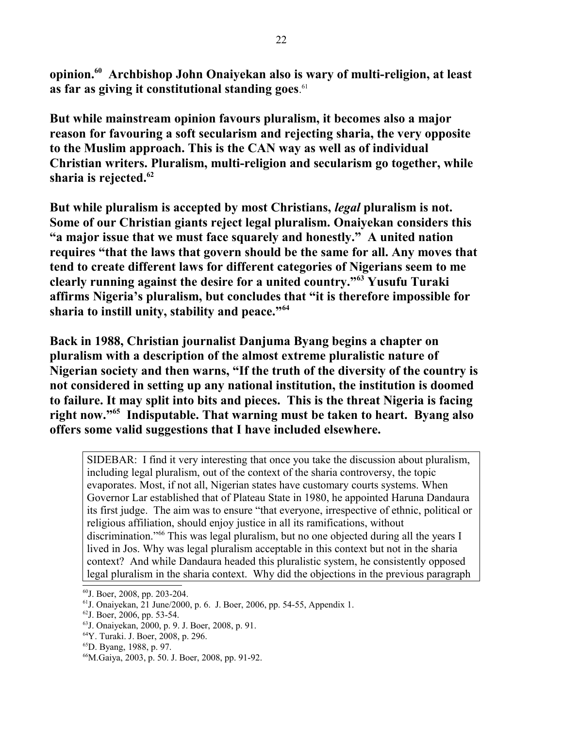**opinion.[60] Archbishop John Onaiyekan also is wary of multi-religion, at least as far as giving it constitutional standing goes**.[61]

**But while mainstream opinion favours pluralism, it becomes also a major reason for favouring a soft secularism and rejecting sharia, the very opposite to the Muslim approach. This is the CAN way as well as of individual Christian writers. Pluralism, multi-religion and secularism go together, while sharia is rejected.[62]**

**But while pluralism is accepted by most Christians, *legal* pluralism is not. Some of our Christian giants reject legal pluralism. Onaiyekan considers this "a major issue that we must face squarely and honestly." A united nation requires "that the laws that govern should be the same for all. Any moves that tend to create different laws for different categories of Nigerians seem to me clearly running against the desire for a united country."[63] Yusufu Turaki affirms Nigeria's pluralism, but concludes that "it is therefore impossible for sharia to instill unity, stability and peace."[64]**

**Back in 1988, Christian journalist Danjuma Byang begins a chapter on pluralism with a description of the almost extreme pluralistic nature of Nigerian society and then warns, "If the truth of the diversity of the country is not considered in setting up any national institution, the institution is doomed to failure. It may split into bits and pieces. This is the threat Nigeria is facing right now."[65] Indisputable. That warning must be taken to heart. Byang also offers some valid suggestions that I have included elsewhere.**

> SIDEBAR: I find it very interesting that once you take the discussion about pluralism, including legal pluralism, out of the context of the sharia controversy, the topic evaporates. Most, if not all, Nigerian states have customary courts systems. When Governor Lar established that of Plateau State in 1980, he appointed Haruna Dandaura its first judge. The aim was to ensure "that everyone, irrespective of ethnic, political or religious affiliation, should enjoy justice in all its ramifications, without discrimination."[66] This was legal pluralism, but no one objected during all the years I lived in Jos. Why was legal pluralism acceptable in this context but not in the sharia context? And while Dandaura headed this pluralistic system, he consistently opposed legal pluralism in the sharia context. Why did the objections in the previous paragraph

[60] J. Boer, 2008, pp. 203-204.
[61] J. Onaiyekan, 21 June/2000, p. 6. J. Boer, 2006, pp. 54-55, Appendix 1.
[62] J. Boer, 2006, pp. 53-54.
[63] J. Onaiyekan, 2000, p. 9. J. Boer, 2008, p. 91.
[64] Y. Turaki. J. Boer, 2008, p. 296.
[65] D. Byang, 1988, p. 97.
[66] M.Gaiya, 2003, p. 50. J. Boer, 2008, pp. 91-92.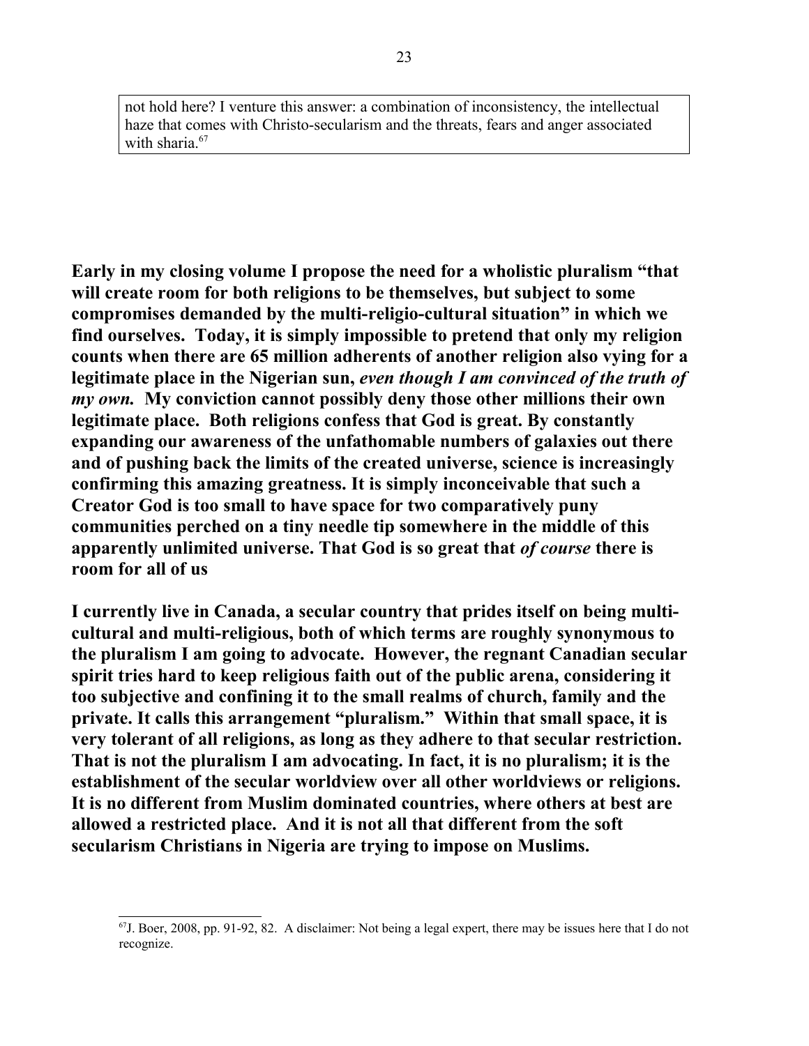not hold here? I venture this answer: a combination of inconsistency, the intellectual haze that comes with Christo-secularism and the threats, fears and anger associated with sharia.[67]

**Early in my closing volume I propose the need for a wholistic pluralism "that will create room for both religions to be themselves, but subject to some compromises demanded by the multi-religio-cultural situation" in which we find ourselves. Today, it is simply impossible to pretend that only my religion counts when there are 65 million adherents of another religion also vying for a legitimate place in the Nigerian sun, *even though I am convinced of the truth of my own.* My conviction cannot possibly deny those other millions their own legitimate place. Both religions confess that God is great. By constantly expanding our awareness of the unfathomable numbers of galaxies out there and of pushing back the limits of the created universe, science is increasingly confirming this amazing greatness. It is simply inconceivable that such a Creator God is too small to have space for two comparatively puny communities perched on a tiny needle tip somewhere in the middle of this apparently unlimited universe. That God is so great that *of course* there is room for all of us**

**I currently live in Canada, a secular country that prides itself on being multi-cultural and multi-religious, both of which terms are roughly synonymous to the pluralism I am going to advocate. However, the regnant Canadian secular spirit tries hard to keep religious faith out of the public arena, considering it too subjective and confining it to the small realms of church, family and the private. It calls this arrangement "pluralism." Within that small space, it is very tolerant of all religions, as long as they adhere to that secular restriction. That is not the pluralism I am advocating. In fact, it is no pluralism; it is the establishment of the secular worldview over all other worldviews or religions. It is no different from Muslim dominated countries, where others at best are allowed a restricted place. And it is not all that different from the soft secularism Christians in Nigeria are trying to impose on Muslims.**

---

[67] J. Boer, 2008, pp. 91-92, 82. A disclaimer: Not being a legal expert, there may be issues here that I do not recognize.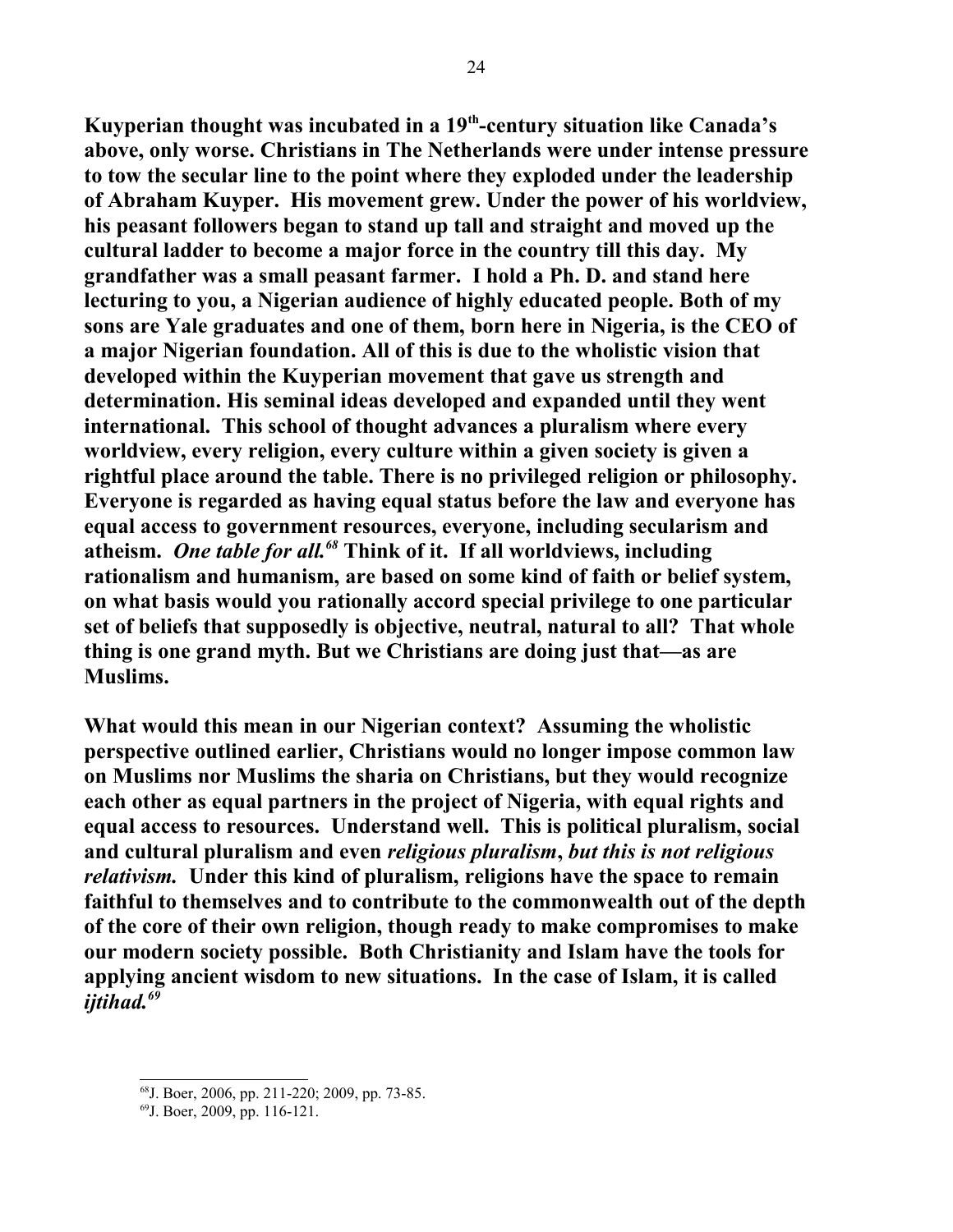**Kuyperian thought was incubated in a 19th-century situation like Canada's above, only worse. Christians in The Netherlands were under intense pressure to tow the secular line to the point where they exploded under the leadership of Abraham Kuyper. His movement grew. Under the power of his worldview, his peasant followers began to stand up tall and straight and moved up the cultural ladder to become a major force in the country till this day. My grandfather was a small peasant farmer. I hold a Ph. D. and stand here lecturing to you, a Nigerian audience of highly educated people. Both of my sons are Yale graduates and one of them, born here in Nigeria, is the CEO of a major Nigerian foundation. All of this is due to the wholistic vision that developed within the Kuyperian movement that gave us strength and determination. His seminal ideas developed and expanded until they went international. This school of thought advances a pluralism where every worldview, every religion, every culture within a given society is given a rightful place around the table. There is no privileged religion or philosophy. Everyone is regarded as having equal status before the law and everyone has equal access to government resources, everyone, including secularism and atheism.** ***One table for all.***[68] **Think of it. If all worldviews, including rationalism and humanism, are based on some kind of faith or belief system, on what basis would you rationally accord special privilege to one particular set of beliefs that supposedly is objective, neutral, natural to all? That whole thing is one grand myth. But we Christians are doing just that—as are Muslims.**

**What would this mean in our Nigerian context? Assuming the wholistic perspective outlined earlier, Christians would no longer impose common law on Muslims nor Muslims the sharia on Christians, but they would recognize each other as equal partners in the project of Nigeria, with equal rights and equal access to resources. Understand well. This is political pluralism, social and cultural pluralism and even** ***religious pluralism*****,** ***but this is not religious relativism.*** **Under this kind of pluralism, religions have the space to remain faithful to themselves and to contribute to the commonwealth out of the depth of the core of their own religion, though ready to make compromises to make our modern society possible. Both Christianity and Islam have the tools for applying ancient wisdom to new situations. In the case of Islam, it is called** ***ijtihad.***[69]

---

[68] J. Boer, 2006, pp. 211-220; 2009, pp. 73-85.

[69] J. Boer, 2009, pp. 116-121.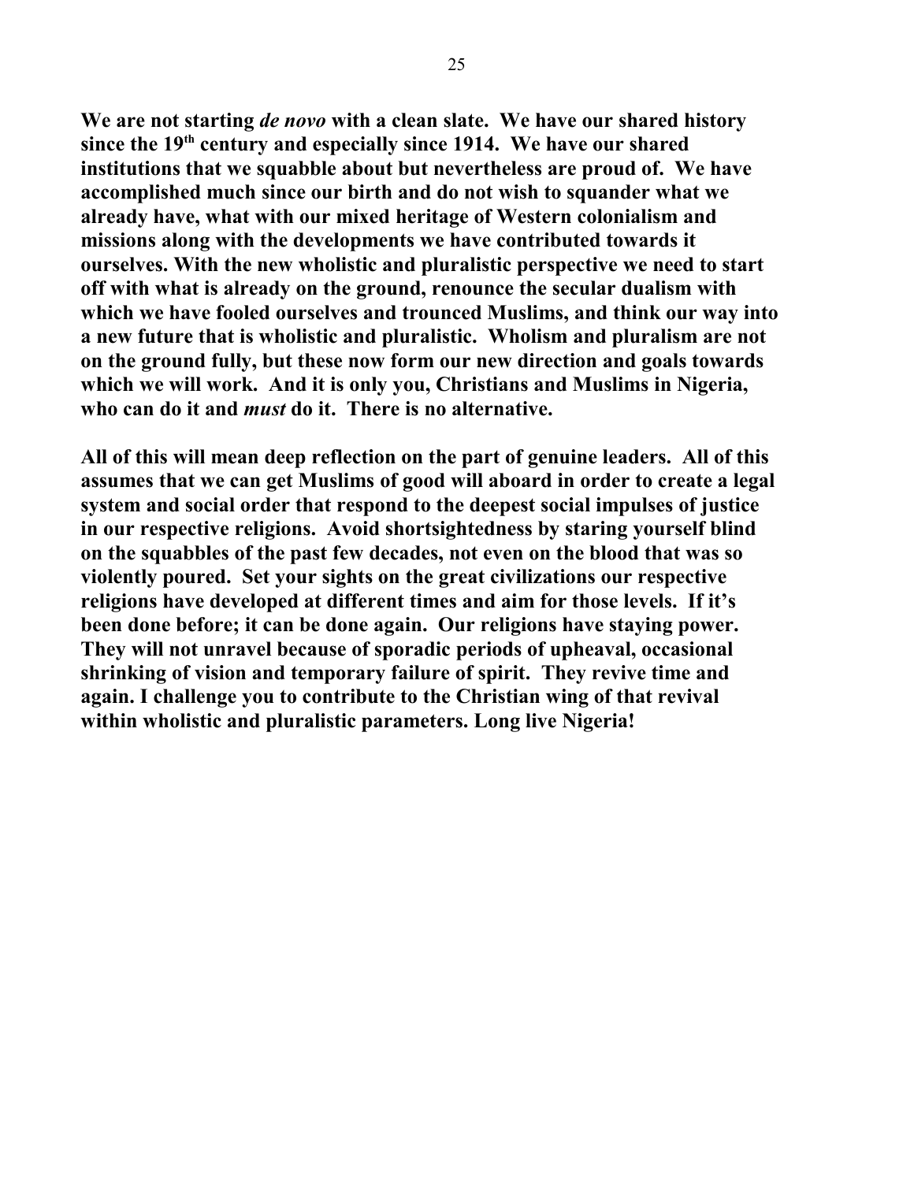**We are not starting *de novo* with a clean slate. We have our shared history since the 19th century and especially since 1914. We have our shared institutions that we squabble about but nevertheless are proud of. We have accomplished much since our birth and do not wish to squander what we already have, what with our mixed heritage of Western colonialism and missions along with the developments we have contributed towards it ourselves. With the new wholistic and pluralistic perspective we need to start off with what is already on the ground, renounce the secular dualism with which we have fooled ourselves and trounced Muslims, and think our way into a new future that is wholistic and pluralistic. Wholism and pluralism are not on the ground fully, but these now form our new direction and goals towards which we will work. And it is only you, Christians and Muslims in Nigeria, who can do it and *must* do it. There is no alternative.**

**All of this will mean deep reflection on the part of genuine leaders. All of this assumes that we can get Muslims of good will aboard in order to create a legal system and social order that respond to the deepest social impulses of justice in our respective religions. Avoid shortsightedness by staring yourself blind on the squabbles of the past few decades, not even on the blood that was so violently poured. Set your sights on the great civilizations our respective religions have developed at different times and aim for those levels. If it's been done before; it can be done again. Our religions have staying power. They will not unravel because of sporadic periods of upheaval, occasional shrinking of vision and temporary failure of spirit. They revive time and again. I challenge you to contribute to the Christian wing of that revival within wholistic and pluralistic parameters. Long live Nigeria!**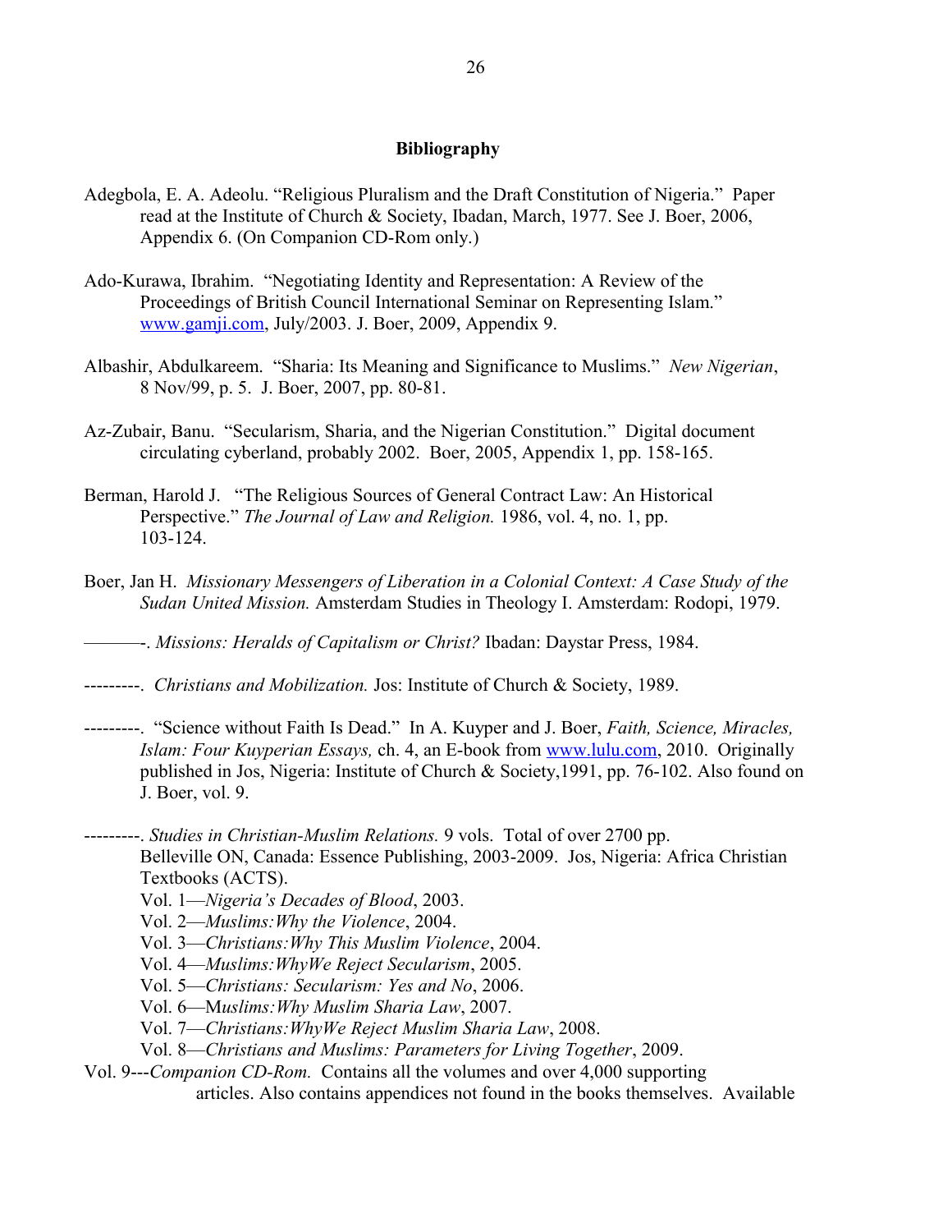**Bibliography**

Adegbola, E. A. Adeolu. "Religious Pluralism and the Draft Constitution of Nigeria." Paper read at the Institute of Church & Society, Ibadan, March, 1977. See J. Boer, 2006, Appendix 6. (On Companion CD-Rom only.)

Ado-Kurawa, Ibrahim. "Negotiating Identity and Representation: A Review of the Proceedings of British Council International Seminar on Representing Islam." www.gamji.com, July/2003. J. Boer, 2009, Appendix 9.

Albashir, Abdulkareem. "Sharia: Its Meaning and Significance to Muslims." *New Nigerian*, 8 Nov/99, p. 5. J. Boer, 2007, pp. 80-81.

Az-Zubair, Banu. "Secularism, Sharia, and the Nigerian Constitution." Digital document circulating cyberland, probably 2002. Boer, 2005, Appendix 1, pp. 158-165.

Berman, Harold J. "The Religious Sources of General Contract Law: An Historical Perspective." *The Journal of Law and Religion.* 1986, vol. 4, no. 1, pp. 103-124.

Boer, Jan H. *Missionary Messengers of Liberation in a Colonial Context: A Case Study of the Sudan United Mission.* Amsterdam Studies in Theology I. Amsterdam: Rodopi, 1979.

———-. *Missions: Heralds of Capitalism or Christ?* Ibadan: Daystar Press, 1984.

---------. *Christians and Mobilization.* Jos: Institute of Church & Society, 1989.

---------. "Science without Faith Is Dead." In A. Kuyper and J. Boer, *Faith, Science, Miracles, Islam: Four Kuyperian Essays,* ch. 4, an E-book from www.lulu.com, 2010. Originally published in Jos, Nigeria: Institute of Church & Society,1991, pp. 76-102. Also found on J. Boer, vol. 9.

---------. *Studies in Christian-Muslim Relations.* 9 vols. Total of over 2700 pp. Belleville ON, Canada: Essence Publishing, 2003-2009. Jos, Nigeria: Africa Christian Textbooks (ACTS).
Vol. 1—*Nigeria's Decades of Blood*, 2003.
Vol. 2—*Muslims:Why the Violence*, 2004.
Vol. 3—*Christians:Why This Muslim Violence*, 2004.
Vol. 4—*Muslims:WhyWe Reject Secularism*, 2005.
Vol. 5—*Christians: Secularism: Yes and No*, 2006.
Vol. 6—M*uslims:Why Muslim Sharia Law*, 2007.
Vol. 7—*Christians:WhyWe Reject Muslim Sharia Law*, 2008.
Vol. 8—*Christians and Muslims: Parameters for Living Together*, 2009.
Vol. 9---*Companion CD-Rom.* Contains all the volumes and over 4,000 supporting articles. Also contains appendices not found in the books themselves. Available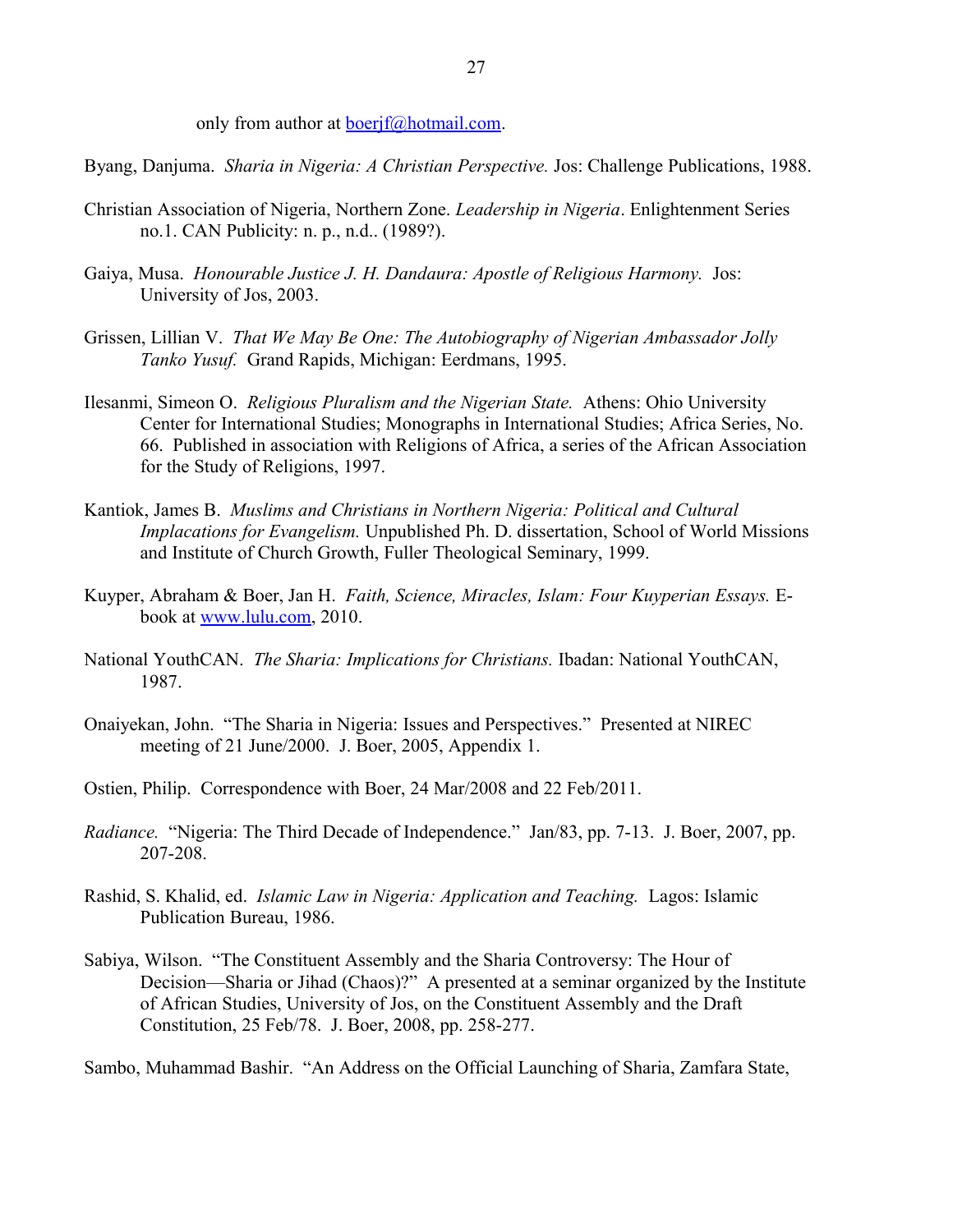only from author at boerjf@hotmail.com.

Byang, Danjuma. *Sharia in Nigeria: A Christian Perspective.* Jos: Challenge Publications, 1988.

Christian Association of Nigeria, Northern Zone. *Leadership in Nigeria*. Enlightenment Series no.1. CAN Publicity: n. p., n.d.. (1989?).

Gaiya, Musa. *Honourable Justice J. H. Dandaura: Apostle of Religious Harmony.* Jos: University of Jos, 2003.

Grissen, Lillian V. *That We May Be One: The Autobiography of Nigerian Ambassador Jolly Tanko Yusuf.* Grand Rapids, Michigan: Eerdmans, 1995.

Ilesanmi, Simeon O. *Religious Pluralism and the Nigerian State.* Athens: Ohio University Center for International Studies; Monographs in International Studies; Africa Series, No. 66. Published in association with Religions of Africa, a series of the African Association for the Study of Religions, 1997.

Kantiok, James B. *Muslims and Christians in Northern Nigeria: Political and Cultural Implacations for Evangelism.* Unpublished Ph. D. dissertation, School of World Missions and Institute of Church Growth, Fuller Theological Seminary, 1999.

Kuyper, Abraham & Boer, Jan H. *Faith, Science, Miracles, Islam: Four Kuyperian Essays.* E-book at www.lulu.com, 2010.

National YouthCAN. *The Sharia: Implications for Christians.* Ibadan: National YouthCAN, 1987.

Onaiyekan, John. "The Sharia in Nigeria: Issues and Perspectives." Presented at NIREC meeting of 21 June/2000. J. Boer, 2005, Appendix 1.

Ostien, Philip. Correspondence with Boer, 24 Mar/2008 and 22 Feb/2011.

*Radiance.* "Nigeria: The Third Decade of Independence." Jan/83, pp. 7-13. J. Boer, 2007, pp. 207-208.

Rashid, S. Khalid, ed. *Islamic Law in Nigeria: Application and Teaching.* Lagos: Islamic Publication Bureau, 1986.

Sabiya, Wilson. "The Constituent Assembly and the Sharia Controversy: The Hour of Decision—Sharia or Jihad (Chaos)?" A presented at a seminar organized by the Institute of African Studies, University of Jos, on the Constituent Assembly and the Draft Constitution, 25 Feb/78. J. Boer, 2008, pp. 258-277.

Sambo, Muhammad Bashir. "An Address on the Official Launching of Sharia, Zamfara State,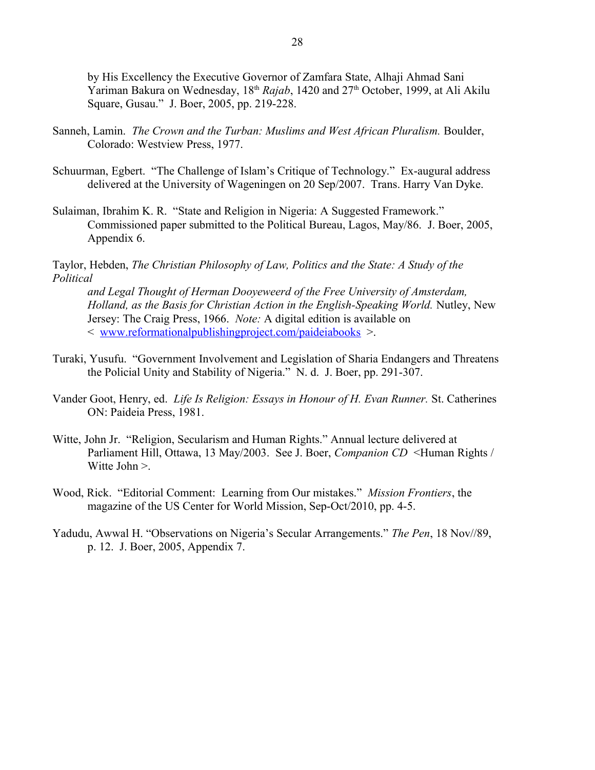by His Excellency the Executive Governor of Zamfara State, Alhaji Ahmad Sani Yariman Bakura on Wednesday, 18th *Rajab*, 1420 and 27th October, 1999, at Ali Akilu Square, Gusau." J. Boer, 2005, pp. 219-228.

Sanneh, Lamin. *The Crown and the Turban: Muslims and West African Pluralism.* Boulder, Colorado: Westview Press, 1977.

Schuurman, Egbert. "The Challenge of Islam's Critique of Technology." Ex-augural address delivered at the University of Wageningen on 20 Sep/2007. Trans. Harry Van Dyke.

Sulaiman, Ibrahim K. R. "State and Religion in Nigeria: A Suggested Framework." Commissioned paper submitted to the Political Bureau, Lagos, May/86. J. Boer, 2005, Appendix 6.

Taylor, Hebden, *The Christian Philosophy of Law, Politics and the State: A Study of the Political and Legal Thought of Herman Dooyeweerd of the Free University of Amsterdam, Holland, as the Basis for Christian Action in the English-Speaking World.* Nutley, New Jersey: The Craig Press, 1966. *Note:* A digital edition is available on < www.reformationalpublishingproject.com/paideiabooks >.

Turaki, Yusufu. "Government Involvement and Legislation of Sharia Endangers and Threatens the Policial Unity and Stability of Nigeria." N. d. J. Boer, pp. 291-307.

Vander Goot, Henry, ed. *Life Is Religion: Essays in Honour of H. Evan Runner.* St. Catherines ON: Paideia Press, 1981.

Witte, John Jr. "Religion, Secularism and Human Rights." Annual lecture delivered at Parliament Hill, Ottawa, 13 May/2003. See J. Boer, *Companion CD* <Human Rights / Witte John >.

Wood, Rick. "Editorial Comment: Learning from Our mistakes." *Mission Frontiers*, the magazine of the US Center for World Mission, Sep-Oct/2010, pp. 4-5.

Yadudu, Awwal H. "Observations on Nigeria's Secular Arrangements." *The Pen*, 18 Nov//89, p. 12. J. Boer, 2005, Appendix 7.